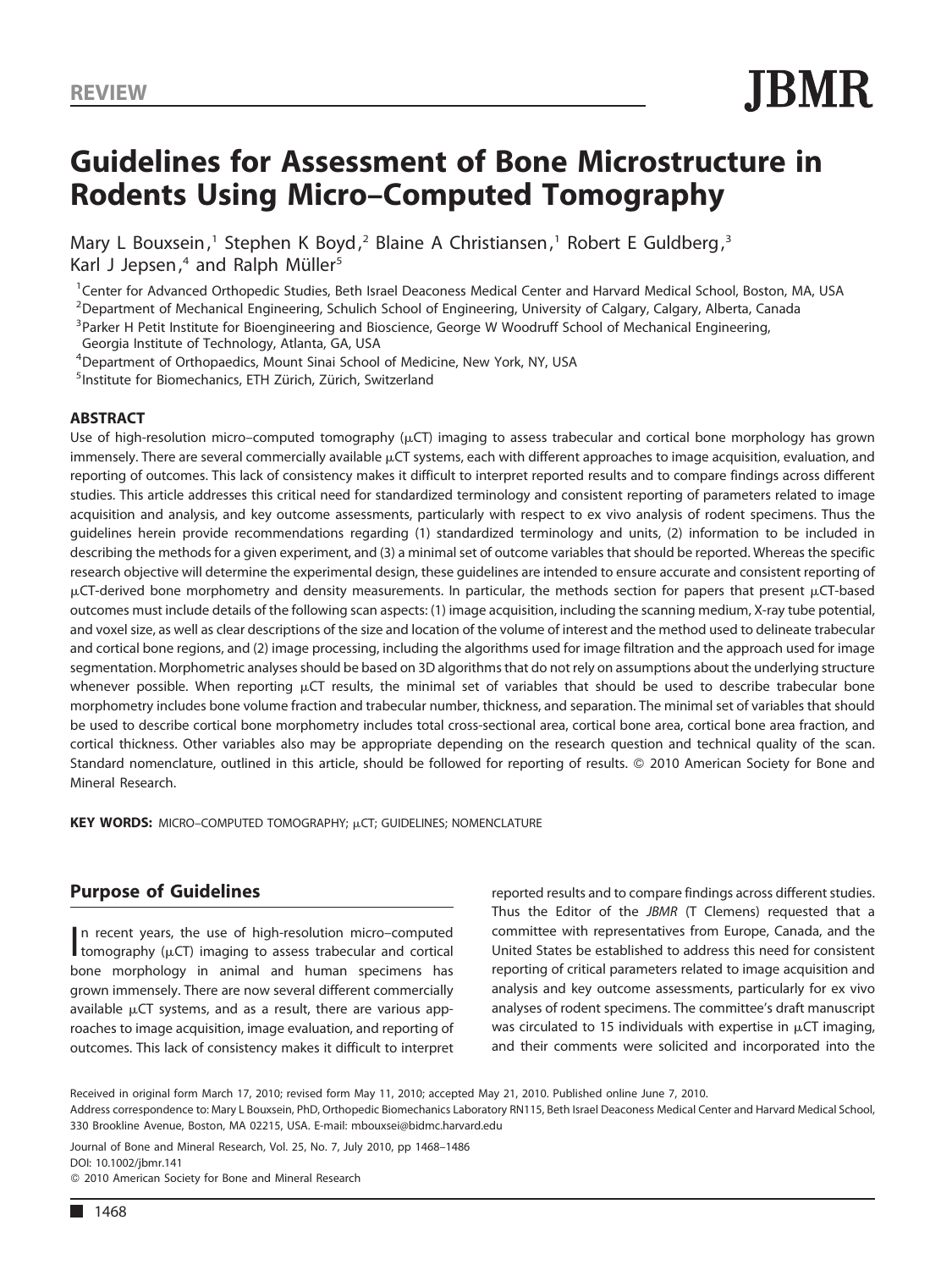REVIEW

# Guidelines for Assessment of Bone Microstructure in Rodents Using Micro–Computed Tomography

Mary L Bouxsein,[1] Stephen K Boyd,[2] Blaine A Christiansen,[1] Robert E Guldberg,[3] Karl J Jepsen,[4] and Ralph Müller[5]

[1]Center for Advanced Orthopedic Studies, Beth Israel Deaconess Medical Center and Harvard Medical School, Boston, MA, USA
[2]Department of Mechanical Engineering, Schulich School of Engineering, University of Calgary, Calgary, Alberta, Canada
[3]Parker H Petit Institute for Bioengineering and Bioscience, George W Woodruff School of Mechanical Engineering, Georgia Institute of Technology, Atlanta, GA, USA
[4]Department of Orthopaedics, Mount Sinai School of Medicine, New York, NY, USA
[5]Institute for Biomechanics, ETH Zürich, Zürich, Switzerland

### ABSTRACT

Use of high-resolution micro–computed tomography (μCT) imaging to assess trabecular and cortical bone morphology has grown immensely. There are several commercially available μCT systems, each with different approaches to image acquisition, evaluation, and reporting of outcomes. This lack of consistency makes it difficult to interpret reported results and to compare findings across different studies. This article addresses this critical need for standardized terminology and consistent reporting of parameters related to image acquisition and analysis, and key outcome assessments, particularly with respect to ex vivo analysis of rodent specimens. Thus the guidelines herein provide recommendations regarding (1) standardized terminology and units, (2) information to be included in describing the methods for a given experiment, and (3) a minimal set of outcome variables that should be reported. Whereas the specific research objective will determine the experimental design, these guidelines are intended to ensure accurate and consistent reporting of μCT-derived bone morphometry and density measurements. In particular, the methods section for papers that present μCT-based outcomes must include details of the following scan aspects: (1) image acquisition, including the scanning medium, X-ray tube potential, and voxel size, as well as clear descriptions of the size and location of the volume of interest and the method used to delineate trabecular and cortical bone regions, and (2) image processing, including the algorithms used for image filtration and the approach used for image segmentation. Morphometric analyses should be based on 3D algorithms that do not rely on assumptions about the underlying structure whenever possible. When reporting μCT results, the minimal set of variables that should be used to describe trabecular bone morphometry includes bone volume fraction and trabecular number, thickness, and separation. The minimal set of variables that should be used to describe cortical bone morphometry includes total cross-sectional area, cortical bone area, cortical bone area fraction, and cortical thickness. Other variables also may be appropriate depending on the research question and technical quality of the scan. Standard nomenclature, outlined in this article, should be followed for reporting of results. © 2010 American Society for Bone and Mineral Research.

**KEY WORDS:** MICRO–COMPUTED TOMOGRAPHY; μCT; GUIDELINES; NOMENCLATURE

## Purpose of Guidelines

In recent years, the use of high-resolution micro–computed tomography (μCT) imaging to assess trabecular and cortical bone morphology in animal and human specimens has grown immensely. There are now several different commercially available μCT systems, and as a result, there are various approaches to image acquisition, image evaluation, and reporting of outcomes. This lack of consistency makes it difficult to interpret reported results and to compare findings across different studies. Thus the Editor of the *JBMR* (T Clemens) requested that a committee with representatives from Europe, Canada, and the United States be established to address this need for consistent reporting of critical parameters related to image acquisition and analysis and key outcome assessments, particularly for ex vivo analyses of rodent specimens. The committee's draft manuscript was circulated to 15 individuals with expertise in μCT imaging, and their comments were solicited and incorporated into the

Received in original form March 17, 2010; revised form May 11, 2010; accepted May 21, 2010. Published online June 7, 2010.
Address correspondence to: Mary L Bouxsein, PhD, Orthopedic Biomechanics Laboratory RN115, Beth Israel Deaconess Medical Center and Harvard Medical School, 330 Brookline Avenue, Boston, MA 02215, USA. E-mail: mbouxsei@bidmc.harvard.edu

Journal of Bone and Mineral Research, Vol. 25, No. 7, July 2010, pp 1468–1486
DOI: 10.1002/jbmr.141
© 2010 American Society for Bone and Mineral Research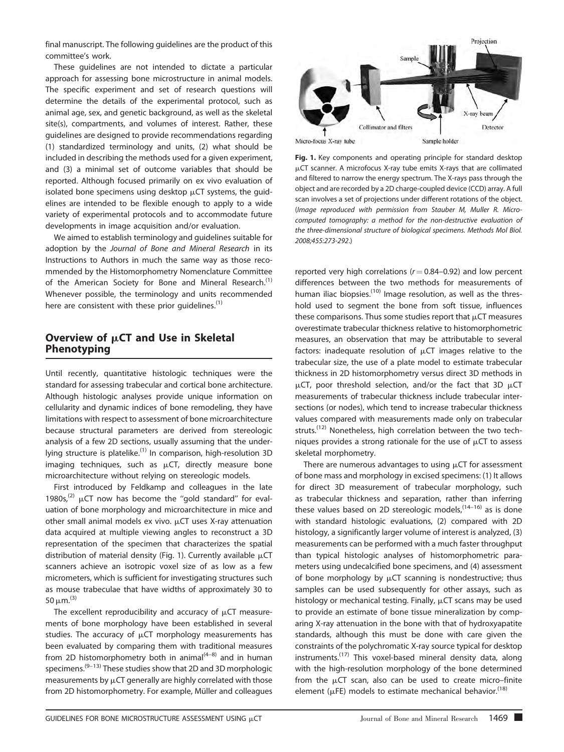final manuscript. The following guidelines are the product of this committee's work.

These guidelines are not intended to dictate a particular approach for assessing bone microstructure in animal models. The specific experiment and set of research questions will determine the details of the experimental protocol, such as animal age, sex, and genetic background, as well as the skeletal site(s), compartments, and volumes of interest. Rather, these guidelines are designed to provide recommendations regarding (1) standardized terminology and units, (2) what should be included in describing the methods used for a given experiment, and (3) a minimal set of outcome variables that should be reported. Although focused primarily on ex vivo evaluation of isolated bone specimens using desktop μCT systems, the guidelines are intended to be flexible enough to apply to a wide variety of experimental protocols and to accommodate future developments in image acquisition and/or evaluation.

We aimed to establish terminology and guidelines suitable for adoption by the *Journal of Bone and Mineral Research* in its Instructions to Authors in much the same way as those recommended by the Histomorphometry Nomenclature Committee of the American Society for Bone and Mineral Research.[1] Whenever possible, the terminology and units recommended here are consistent with these prior guidelines.[1]

## Overview of μCT and Use in Skeletal Phenotyping

Until recently, quantitative histologic techniques were the standard for assessing trabecular and cortical bone architecture. Although histologic analyses provide unique information on cellularity and dynamic indices of bone remodeling, they have limitations with respect to assessment of bone microarchitecture because structural parameters are derived from stereologic analysis of a few 2D sections, usually assuming that the underlying structure is platelike.[1] In comparison, high-resolution 3D imaging techniques, such as μCT, directly measure bone microarchitecture without relying on stereologic models.

First introduced by Feldkamp and colleagues in the late 1980s,[2] μCT now has become the "gold standard" for evaluation of bone morphology and microarchitecture in mice and other small animal models ex vivo. μCT uses X-ray attenuation data acquired at multiple viewing angles to reconstruct a 3D representation of the specimen that characterizes the spatial distribution of material density (Fig. 1). Currently available μCT scanners achieve an isotropic voxel size of as low as a few micrometers, which is sufficient for investigating structures such as mouse trabeculae that have widths of approximately 30 to 50 μm.[3]

The excellent reproducibility and accuracy of μCT measurements of bone morphology have been established in several studies. The accuracy of μCT morphology measurements has been evaluated by comparing them with traditional measures from 2D histomorphometry both in animal[4–8] and in human specimens.[9–13] These studies show that 2D and 3D morphologic measurements by μCT generally are highly correlated with those from 2D histomorphometry. For example, Müller and colleagues

**Fig. 1.** Key components and operating principle for standard desktop μCT scanner. A microfocus X-ray tube emits X-rays that are collimated and filtered to narrow the energy spectrum. The X-rays pass through the object and are recorded by a 2D charge-coupled device (CCD) array. A full scan involves a set of projections under different rotations of the object. (*Image reproduced with permission from Stauber M, Muller R. Micro-computed tomography: a method for the non-destructive evaluation of the three-dimensional structure of biological specimens. Methods Mol Biol. 2008;455:273-292.*)

reported very high correlations ($r = 0.84$–$0.92$) and low percent differences between the two methods for measurements of human iliac biopsies.[10] Image resolution, as well as the threshold used to segment the bone from soft tissue, influences these comparisons. Thus some studies report that μCT measures overestimate trabecular thickness relative to histomorphometric measures, an observation that may be attributable to several factors: inadequate resolution of μCT images relative to the trabecular size, the use of a plate model to estimate trabecular thickness in 2D histomorphometry versus direct 3D methods in μCT, poor threshold selection, and/or the fact that 3D μCT measurements of trabecular thickness include trabecular intersections (or nodes), which tend to increase trabecular thickness values compared with measurements made only on trabecular struts.[12] Nonetheless, high correlation between the two techniques provides a strong rationale for the use of μCT to assess skeletal morphometry.

There are numerous advantages to using μCT for assessment of bone mass and morphology in excised specimens: (1) It allows for direct 3D measurement of trabecular morphology, such as trabecular thickness and separation, rather than inferring these values based on 2D stereologic models,[14–16] as is done with standard histologic evaluations, (2) compared with 2D histology, a significantly larger volume of interest is analyzed, (3) measurements can be performed with a much faster throughput than typical histologic analyses of histomorphometric parameters using undecalcified bone specimens, and (4) assessment of bone morphology by μCT scanning is nondestructive; thus samples can be used subsequently for other assays, such as histology or mechanical testing. Finally, μCT scans may be used to provide an estimate of bone tissue mineralization by comparing X-ray attenuation in the bone with that of hydroxyapatite standards, although this must be done with care given the constraints of the polychromatic X-ray source typical for desktop instruments.[17] This voxel-based mineral density data, along with the high-resolution morphology of the bone determined from the μCT scan, also can be used to create micro–finite element (μFE) models to estimate mechanical behavior.[18]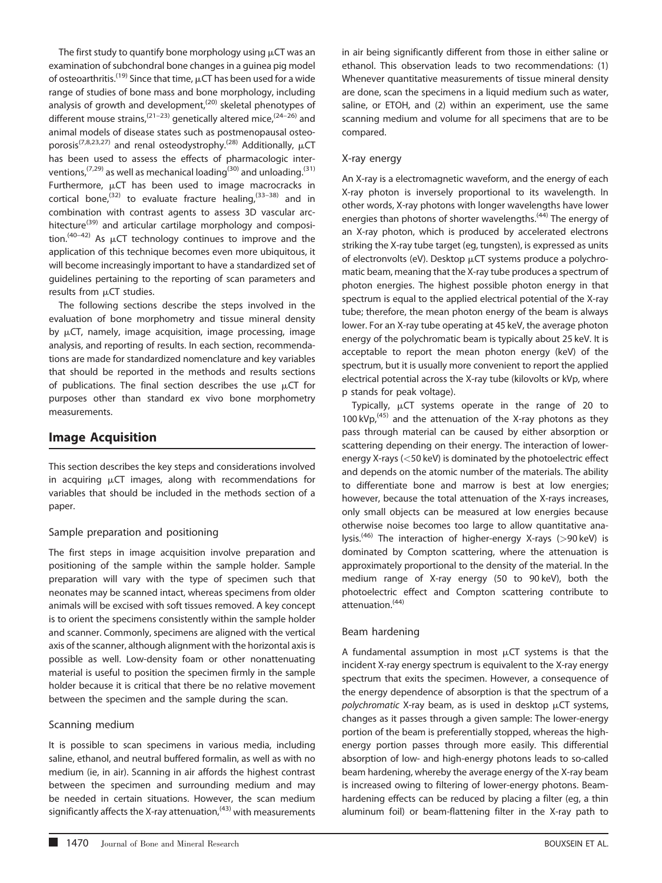The first study to quantify bone morphology using μCT was an examination of subchondral bone changes in a guinea pig model of osteoarthritis.[19] Since that time, μCT has been used for a wide range of studies of bone mass and bone morphology, including analysis of growth and development,[20] skeletal phenotypes of different mouse strains,[21–23] genetically altered mice,[24–26] and animal models of disease states such as postmenopausal osteoporosis[7,8,23,27] and renal osteodystrophy.[28] Additionally, μCT has been used to assess the effects of pharmacologic interventions,[7,29] as well as mechanical loading[30] and unloading.[31] Furthermore, μCT has been used to image macrocracks in cortical bone,[32] to evaluate fracture healing,[33–38] and in combination with contrast agents to assess 3D vascular architecture[39] and articular cartilage morphology and composition.[40–42] As μCT technology continues to improve and the application of this technique becomes even more ubiquitous, it will become increasingly important to have a standardized set of guidelines pertaining to the reporting of scan parameters and results from μCT studies.

The following sections describe the steps involved in the evaluation of bone morphometry and tissue mineral density by μCT, namely, image acquisition, image processing, image analysis, and reporting of results. In each section, recommendations are made for standardized nomenclature and key variables that should be reported in the methods and results sections of publications. The final section describes the use μCT for purposes other than standard ex vivo bone morphometry measurements.

## Image Acquisition

This section describes the key steps and considerations involved in acquiring μCT images, along with recommendations for variables that should be included in the methods section of a paper.

### Sample preparation and positioning

The first steps in image acquisition involve preparation and positioning of the sample within the sample holder. Sample preparation will vary with the type of specimen such that neonates may be scanned intact, whereas specimens from older animals will be excised with soft tissues removed. A key concept is to orient the specimens consistently within the sample holder and scanner. Commonly, specimens are aligned with the vertical axis of the scanner, although alignment with the horizontal axis is possible as well. Low-density foam or other nonattenuating material is useful to position the specimen firmly in the sample holder because it is critical that there be no relative movement between the specimen and the sample during the scan.

### Scanning medium

It is possible to scan specimens in various media, including saline, ethanol, and neutral buffered formalin, as well as with no medium (ie, in air). Scanning in air affords the highest contrast between the specimen and surrounding medium and may be needed in certain situations. However, the scan medium significantly affects the X-ray attenuation,[43] with measurements in air being significantly different from those in either saline or ethanol. This observation leads to two recommendations: (1) Whenever quantitative measurements of tissue mineral density are done, scan the specimens in a liquid medium such as water, saline, or ETOH, and (2) within an experiment, use the same scanning medium and volume for all specimens that are to be compared.

### X-ray energy

An X-ray is a electromagnetic waveform, and the energy of each X-ray photon is inversely proportional to its wavelength. In other words, X-ray photons with longer wavelengths have lower energies than photons of shorter wavelengths.[44] The energy of an X-ray photon, which is produced by accelerated electrons striking the X-ray tube target (eg, tungsten), is expressed as units of electronvolts (eV). Desktop μCT systems produce a polychromatic beam, meaning that the X-ray tube produces a spectrum of photon energies. The highest possible photon energy in that spectrum is equal to the applied electrical potential of the X-ray tube; therefore, the mean photon energy of the beam is always lower. For an X-ray tube operating at 45 keV, the average photon energy of the polychromatic beam is typically about 25 keV. It is acceptable to report the mean photon energy (keV) of the spectrum, but it is usually more convenient to report the applied electrical potential across the X-ray tube (kilovolts or kVp, where p stands for peak voltage).

Typically, μCT systems operate in the range of 20 to 100 kVp,[45] and the attenuation of the X-ray photons as they pass through material can be caused by either absorption or scattering depending on their energy. The interaction of lower-energy X-rays (<50 keV) is dominated by the photoelectric effect and depends on the atomic number of the materials. The ability to differentiate bone and marrow is best at low energies; however, because the total attenuation of the X-rays increases, only small objects can be measured at low energies because otherwise noise becomes too large to allow quantitative analysis.[46] The interaction of higher-energy X-rays (>90 keV) is dominated by Compton scattering, where the attenuation is approximately proportional to the density of the material. In the medium range of X-ray energy (50 to 90 keV), both the photoelectric effect and Compton scattering contribute to attenuation.[44]

### Beam hardening

A fundamental assumption in most μCT systems is that the incident X-ray energy spectrum is equivalent to the X-ray energy spectrum that exits the specimen. However, a consequence of the energy dependence of absorption is that the spectrum of a *polychromatic* X-ray beam, as is used in desktop μCT systems, changes as it passes through a given sample: The lower-energy portion of the beam is preferentially stopped, whereas the high-energy portion passes through more easily. This differential absorption of low- and high-energy photons leads to so-called beam hardening, whereby the average energy of the X-ray beam is increased owing to filtering of lower-energy photons. Beam-hardening effects can be reduced by placing a filter (eg, a thin aluminum foil) or beam-flattening filter in the X-ray path to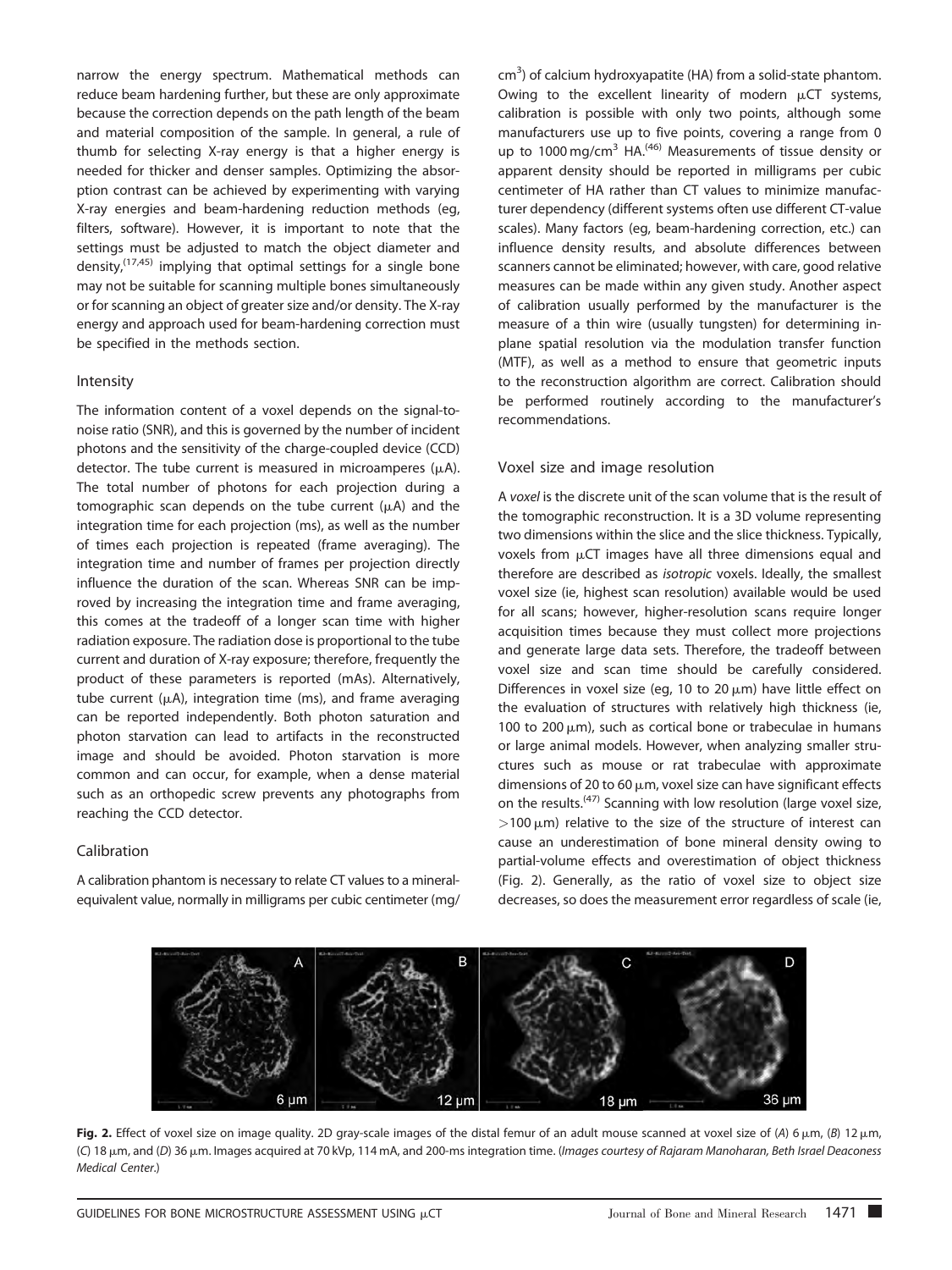narrow the energy spectrum. Mathematical methods can reduce beam hardening further, but these are only approximate because the correction depends on the path length of the beam and material composition of the sample. In general, a rule of thumb for selecting X-ray energy is that a higher energy is needed for thicker and denser samples. Optimizing the absorption contrast can be achieved by experimenting with varying X-ray energies and beam-hardening reduction methods (eg, filters, software). However, it is important to note that the settings must be adjusted to match the object diameter and density,[17,45] implying that optimal settings for a single bone may not be suitable for scanning multiple bones simultaneously or for scanning an object of greater size and/or density. The X-ray energy and approach used for beam-hardening correction must be specified in the methods section.

### Intensity

The information content of a voxel depends on the signal-to-noise ratio (SNR), and this is governed by the number of incident photons and the sensitivity of the charge-coupled device (CCD) detector. The tube current is measured in microamperes (μA). The total number of photons for each projection during a tomographic scan depends on the tube current (μA) and the integration time for each projection (ms), as well as the number of times each projection is repeated (frame averaging). The integration time and number of frames per projection directly influence the duration of the scan. Whereas SNR can be improved by increasing the integration time and frame averaging, this comes at the tradeoff of a longer scan time with higher radiation exposure. The radiation dose is proportional to the tube current and duration of X-ray exposure; therefore, frequently the product of these parameters is reported (mAs). Alternatively, tube current (μA), integration time (ms), and frame averaging can be reported independently. Both photon saturation and photon starvation can lead to artifacts in the reconstructed image and should be avoided. Photon starvation is more common and can occur, for example, when a dense material such as an orthopedic screw prevents any photographs from reaching the CCD detector.

### Calibration

A calibration phantom is necessary to relate CT values to a mineral-equivalent value, normally in milligrams per cubic centimeter (mg/cm$^3$) of calcium hydroxyapatite (HA) from a solid-state phantom. Owing to the excellent linearity of modern μCT systems, calibration is possible with only two points, although some manufacturers use up to five points, covering a range from 0 up to 1000 mg/cm$^3$ HA.[46] Measurements of tissue density or apparent density should be reported in milligrams per cubic centimeter of HA rather than CT values to minimize manufacturer dependency (different systems often use different CT-value scales). Many factors (eg, beam-hardening correction, etc.) can influence density results, and absolute differences between scanners cannot be eliminated; however, with care, good relative measures can be made within any given study. Another aspect of calibration usually performed by the manufacturer is the measure of a thin wire (usually tungsten) for determining in-plane spatial resolution via the modulation transfer function (MTF), as well as a method to ensure that geometric inputs to the reconstruction algorithm are correct. Calibration should be performed routinely according to the manufacturer's recommendations.

### Voxel size and image resolution

A *voxel* is the discrete unit of the scan volume that is the result of the tomographic reconstruction. It is a 3D volume representing two dimensions within the slice and the slice thickness. Typically, voxels from μCT images have all three dimensions equal and therefore are described as *isotropic* voxels. Ideally, the smallest voxel size (ie, highest scan resolution) available would be used for all scans; however, higher-resolution scans require longer acquisition times because they must collect more projections and generate large data sets. Therefore, the tradeoff between voxel size and scan time should be carefully considered. Differences in voxel size (eg, 10 to 20 μm) have little effect on the evaluation of structures with relatively high thickness (ie, 100 to 200 μm), such as cortical bone or trabeculae in humans or large animal models. However, when analyzing smaller structures such as mouse or rat trabeculae with approximate dimensions of 20 to 60 μm, voxel size can have significant effects on the results.[47] Scanning with low resolution (large voxel size, >100 μm) relative to the size of the structure of interest can cause an underestimation of bone mineral density owing to partial-volume effects and overestimation of object thickness (Fig. 2). Generally, as the ratio of voxel size to object size decreases, so does the measurement error regardless of scale (ie,

**Fig. 2.** Effect of voxel size on image quality. 2D gray-scale images of the distal femur of an adult mouse scanned at voxel size of (*A*) 6 μm, (*B*) 12 μm, (*C*) 18 μm, and (*D*) 36 μm. Images acquired at 70 kVp, 114 mA, and 200-ms integration time. (*Images courtesy of Rajaram Manoharan, Beth Israel Deaconess Medical Center.*)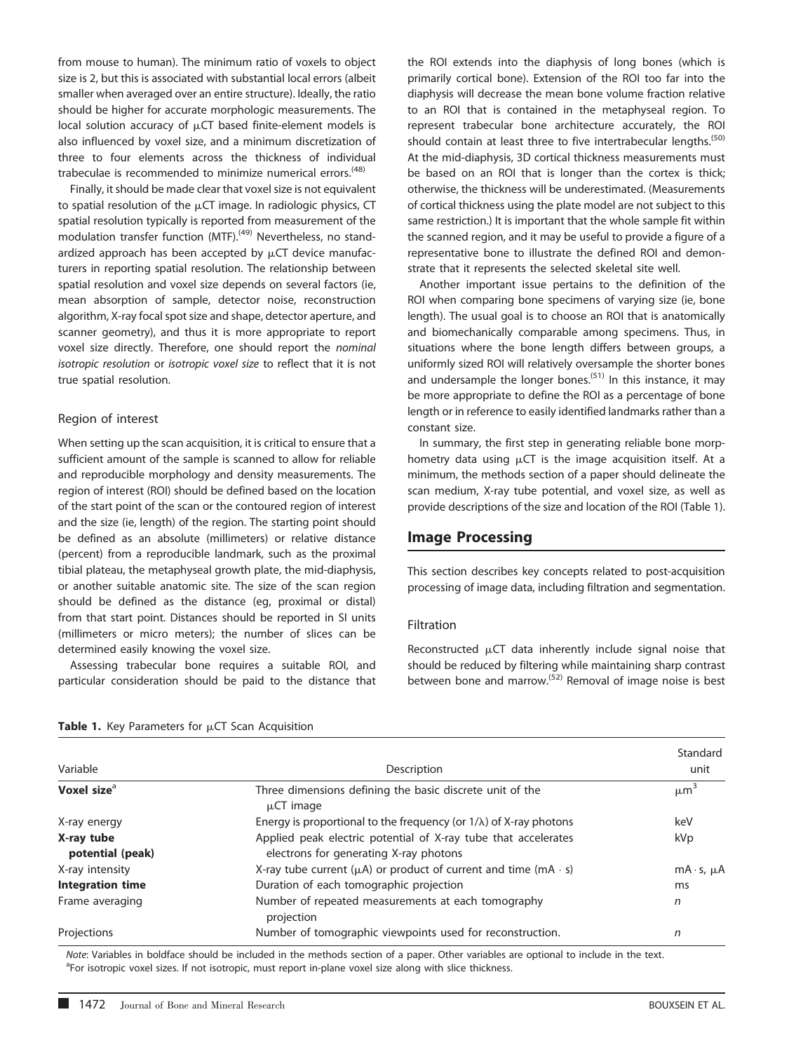from mouse to human). The minimum ratio of voxels to object size is 2, but this is associated with substantial local errors (albeit smaller when averaged over an entire structure). Ideally, the ratio should be higher for accurate morphologic measurements. The local solution accuracy of μCT based finite-element models is also influenced by voxel size, and a minimum discretization of three to four elements across the thickness of individual trabeculae is recommended to minimize numerical errors.[48]

Finally, it should be made clear that voxel size is not equivalent to spatial resolution of the μCT image. In radiologic physics, CT spatial resolution typically is reported from measurement of the modulation transfer function (MTF).[49] Nevertheless, no standardized approach has been accepted by μCT device manufacturers in reporting spatial resolution. The relationship between spatial resolution and voxel size depends on several factors (ie, mean absorption of sample, detector noise, reconstruction algorithm, X-ray focal spot size and shape, detector aperture, and scanner geometry), and thus it is more appropriate to report voxel size directly. Therefore, one should report the *nominal isotropic resolution* or *isotropic voxel size* to reflect that it is not true spatial resolution.

### Region of interest

When setting up the scan acquisition, it is critical to ensure that a sufficient amount of the sample is scanned to allow for reliable and reproducible morphology and density measurements. The region of interest (ROI) should be defined based on the location of the start point of the scan or the contoured region of interest and the size (ie, length) of the region. The starting point should be defined as an absolute (millimeters) or relative distance (percent) from a reproducible landmark, such as the proximal tibial plateau, the metaphyseal growth plate, the mid-diaphysis, or another suitable anatomic site. The size of the scan region should be defined as the distance (eg, proximal or distal) from that start point. Distances should be reported in SI units (millimeters or micro meters); the number of slices can be determined easily knowing the voxel size.

Assessing trabecular bone requires a suitable ROI, and particular consideration should be paid to the distance that the ROI extends into the diaphysis of long bones (which is primarily cortical bone). Extension of the ROI too far into the diaphysis will decrease the mean bone volume fraction relative to an ROI that is contained in the metaphyseal region. To represent trabecular bone architecture accurately, the ROI should contain at least three to five intertrabecular lengths.[50] At the mid-diaphysis, 3D cortical thickness measurements must be based on an ROI that is longer than the cortex is thick; otherwise, the thickness will be underestimated. (Measurements of cortical thickness using the plate model are not subject to this same restriction.) It is important that the whole sample fit within the scanned region, and it may be useful to provide a figure of a representative bone to illustrate the defined ROI and demonstrate that it represents the selected skeletal site well.

Another important issue pertains to the definition of the ROI when comparing bone specimens of varying size (ie, bone length). The usual goal is to choose an ROI that is anatomically and biomechanically comparable among specimens. Thus, in situations where the bone length differs between groups, a uniformly sized ROI will relatively oversample the shorter bones and undersample the longer bones.[51] In this instance, it may be more appropriate to define the ROI as a percentage of bone length or in reference to easily identified landmarks rather than a constant size.

In summary, the first step in generating reliable bone morphometry data using μCT is the image acquisition itself. At a minimum, the methods section of a paper should delineate the scan medium, X-ray tube potential, and voxel size, as well as provide descriptions of the size and location of the ROI (Table 1).

## Image Processing

This section describes key concepts related to post-acquisition processing of image data, including filtration and segmentation.

### Filtration

Reconstructed μCT data inherently include signal noise that should be reduced by filtering while maintaining sharp contrast between bone and marrow.[52] Removal of image noise is best

**Table 1.** Key Parameters for μCT Scan Acquisition

| Variable | Description | Standard unit |
|---|---|---|
| **Voxel size**[a] | Three dimensions defining the basic discrete unit of the μCT image | $\mu m^3$ |
| X-ray energy | Energy is proportional to the frequency (or $1/\lambda$) of X-ray photons | keV |
| **X-ray tube potential (peak)** | Applied peak electric potential of X-ray tube that accelerates electrons for generating X-ray photons | kVp |
| X-ray intensity | X-ray tube current (μA) or product of current and time ($mA \cdot s$) | $mA \cdot s$, μA |
| **Integration time** | Duration of each tomographic projection | ms |
| Frame averaging | Number of repeated measurements at each tomography projection | *n* |
| Projections | Number of tomographic viewpoints used for reconstruction. | *n* |

*Note*: Variables in boldface should be included in the methods section of a paper. Other variables are optional to include in the text.
[a]For isotropic voxel sizes. If not isotropic, must report in-plane voxel size along with slice thickness.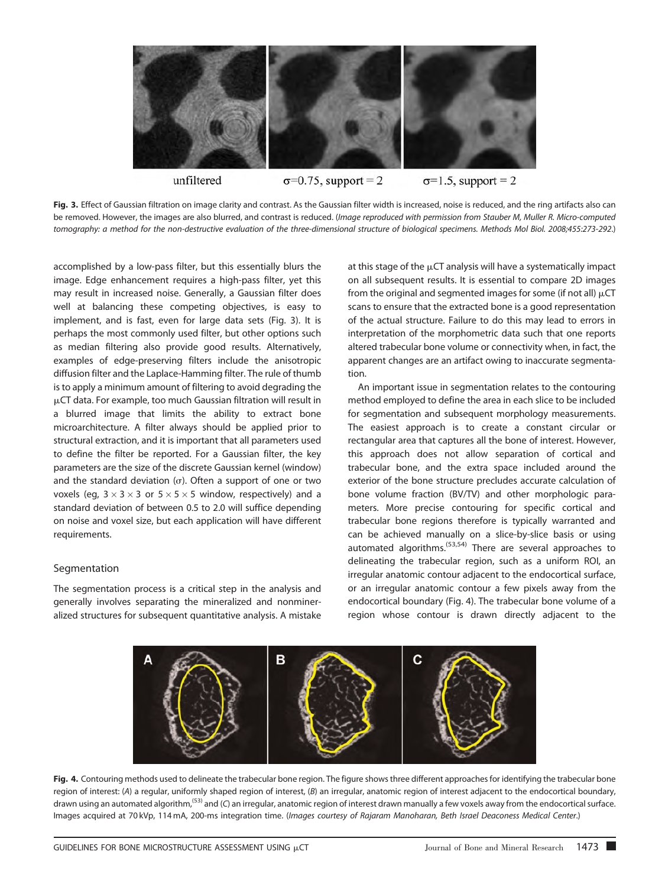unfiltered σ=0.75, support = 2 σ=1.5, support = 2

**Fig. 3.** Effect of Gaussian filtration on image clarity and contrast. As the Gaussian filter width is increased, noise is reduced, and the ring artifacts also can be removed. However, the images are also blurred, and contrast is reduced. (*Image reproduced with permission from Stauber M, Muller R. Micro-computed tomography: a method for the non-destructive evaluation of the three-dimensional structure of biological specimens. Methods Mol Biol. 2008;455:273-292.*)

accomplished by a low-pass filter, but this essentially blurs the image. Edge enhancement requires a high-pass filter, yet this may result in increased noise. Generally, a Gaussian filter does well at balancing these competing objectives, is easy to implement, and is fast, even for large data sets (Fig. 3). It is perhaps the most commonly used filter, but other options such as median filtering also provide good results. Alternatively, examples of edge-preserving filters include the anisotropic diffusion filter and the Laplace-Hamming filter. The rule of thumb is to apply a minimum amount of filtering to avoid degrading the μCT data. For example, too much Gaussian filtration will result in a blurred image that limits the ability to extract bone microarchitecture. A filter always should be applied prior to structural extraction, and it is important that all parameters used to define the filter be reported. For a Gaussian filter, the key parameters are the size of the discrete Gaussian kernel (window) and the standard deviation ($\sigma$). Often a support of one or two voxels (eg, $3 \times 3 \times 3$ or $5 \times 5 \times 5$ window, respectively) and a standard deviation of between 0.5 to 2.0 will suffice depending on noise and voxel size, but each application will have different requirements.

## Segmentation

The segmentation process is a critical step in the analysis and generally involves separating the mineralized and nonmineralized structures for subsequent quantitative analysis. A mistake at this stage of the μCT analysis will have a systematically impact on all subsequent results. It is essential to compare 2D images from the original and segmented images for some (if not all) μCT scans to ensure that the extracted bone is a good representation of the actual structure. Failure to do this may lead to errors in interpretation of the morphometric data such that one reports altered trabecular bone volume or connectivity when, in fact, the apparent changes are an artifact owing to inaccurate segmentation.

An important issue in segmentation relates to the contouring method employed to define the area in each slice to be included for segmentation and subsequent morphology measurements. The easiest approach is to create a constant circular or rectangular area that captures all the bone of interest. However, this approach does not allow separation of cortical and trabecular bone, and the extra space included around the exterior of the bone structure precludes accurate calculation of bone volume fraction (BV/TV) and other morphologic parameters. More precise contouring for specific cortical and trabecular bone regions therefore is typically warranted and can be achieved manually on a slice-by-slice basis or using automated algorithms.[53,54] There are several approaches to delineating the trabecular region, such as a uniform ROI, an irregular anatomic contour adjacent to the endocortical surface, or an irregular anatomic contour a few pixels away from the endocortical boundary (Fig. 4). The trabecular bone volume of a region whose contour is drawn directly adjacent to the

**Fig. 4.** Contouring methods used to delineate the trabecular bone region. The figure shows three different approaches for identifying the trabecular bone region of interest: (*A*) a regular, uniformly shaped region of interest, (*B*) an irregular, anatomic region of interest adjacent to the endocortical boundary, drawn using an automated algorithm,[53] and (*C*) an irregular, anatomic region of interest drawn manually a few voxels away from the endocortical surface. Images acquired at 70 kVp, 114 mA, 200-ms integration time. (*Images courtesy of Rajaram Manoharan, Beth Israel Deaconess Medical Center.*)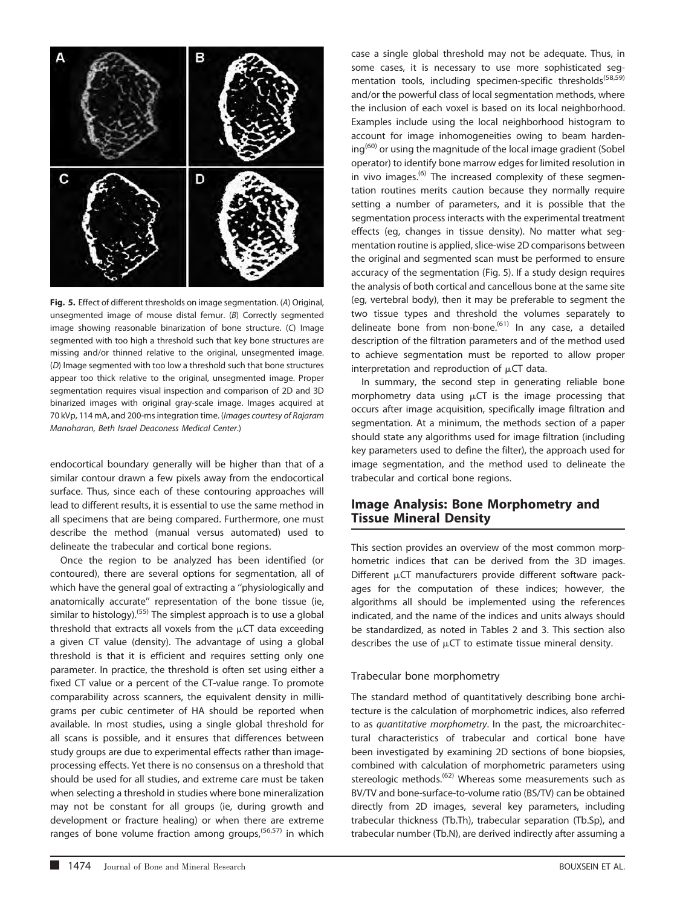**Fig. 5.** Effect of different thresholds on image segmentation. (*A*) Original, unsegmented image of mouse distal femur. (*B*) Correctly segmented image showing reasonable binarization of bone structure. (*C*) Image segmented with too high a threshold such that key bone structures are missing and/or thinned relative to the original, unsegmented image. (*D*) Image segmented with too low a threshold such that bone structures appear too thick relative to the original, unsegmented image. Proper segmentation requires visual inspection and comparison of 2D and 3D binarized images with original gray-scale image. Images acquired at 70 kVp, 114 mA, and 200-ms integration time. (*Images courtesy of Rajaram Manoharan, Beth Israel Deaconess Medical Center.*)

endocortical boundary generally will be higher than that of a similar contour drawn a few pixels away from the endocortical surface. Thus, since each of these contouring approaches will lead to different results, it is essential to use the same method in all specimens that are being compared. Furthermore, one must describe the method (manual versus automated) used to delineate the trabecular and cortical bone regions.

Once the region to be analyzed has been identified (or contoured), there are several options for segmentation, all of which have the general goal of extracting a "physiologically and anatomically accurate" representation of the bone tissue (ie, similar to histology).[55] The simplest approach is to use a global threshold that extracts all voxels from the μCT data exceeding a given CT value (density). The advantage of using a global threshold is that it is efficient and requires setting only one parameter. In practice, the threshold is often set using either a fixed CT value or a percent of the CT-value range. To promote comparability across scanners, the equivalent density in milligrams per cubic centimeter of HA should be reported when available. In most studies, using a single global threshold for all scans is possible, and it ensures that differences between study groups are due to experimental effects rather than image-processing effects. Yet there is no consensus on a threshold that should be used for all studies, and extreme care must be taken when selecting a threshold in studies where bone mineralization may not be constant for all groups (ie, during growth and development or fracture healing) or when there are extreme ranges of bone volume fraction among groups,[56,57] in which case a single global threshold may not be adequate. Thus, in some cases, it is necessary to use more sophisticated segmentation tools, including specimen-specific thresholds[58,59] and/or the powerful class of local segmentation methods, where the inclusion of each voxel is based on its local neighborhood. Examples include using the local neighborhood histogram to account for image inhomogeneities owing to beam hardening[60] or using the magnitude of the local image gradient (Sobel operator) to identify bone marrow edges for limited resolution in in vivo images.[6] The increased complexity of these segmentation routines merits caution because they normally require setting a number of parameters, and it is possible that the segmentation process interacts with the experimental treatment effects (eg, changes in tissue density). No matter what segmentation routine is applied, slice-wise 2D comparisons between the original and segmented scan must be performed to ensure accuracy of the segmentation (Fig. 5). If a study design requires the analysis of both cortical and cancellous bone at the same site (eg, vertebral body), then it may be preferable to segment the two tissue types and threshold the volumes separately to delineate bone from non-bone.[61] In any case, a detailed description of the filtration parameters and of the method used to achieve segmentation must be reported to allow proper interpretation and reproduction of μCT data.

In summary, the second step in generating reliable bone morphometry data using μCT is the image processing that occurs after image acquisition, specifically image filtration and segmentation. At a minimum, the methods section of a paper should state any algorithms used for image filtration (including key parameters used to define the filter), the approach used for image segmentation, and the method used to delineate the trabecular and cortical bone regions.

## Image Analysis: Bone Morphometry and Tissue Mineral Density

This section provides an overview of the most common morphometric indices that can be derived from the 3D images. Different μCT manufacturers provide different software packages for the computation of these indices; however, the algorithms all should be implemented using the references indicated, and the name of the indices and units always should be standardized, as noted in Tables 2 and 3. This section also describes the use of μCT to estimate tissue mineral density.

### Trabecular bone morphometry

The standard method of quantitatively describing bone architecture is the calculation of morphometric indices, also referred to as *quantitative morphometry*. In the past, the microarchitectural characteristics of trabecular and cortical bone have been investigated by examining 2D sections of bone biopsies, combined with calculation of morphometric parameters using stereologic methods.[62] Whereas some measurements such as BV/TV and bone-surface-to-volume ratio (BS/TV) can be obtained directly from 2D images, several key parameters, including trabecular thickness (Tb.Th), trabecular separation (Tb.Sp), and trabecular number (Tb.N), are derived indirectly after assuming a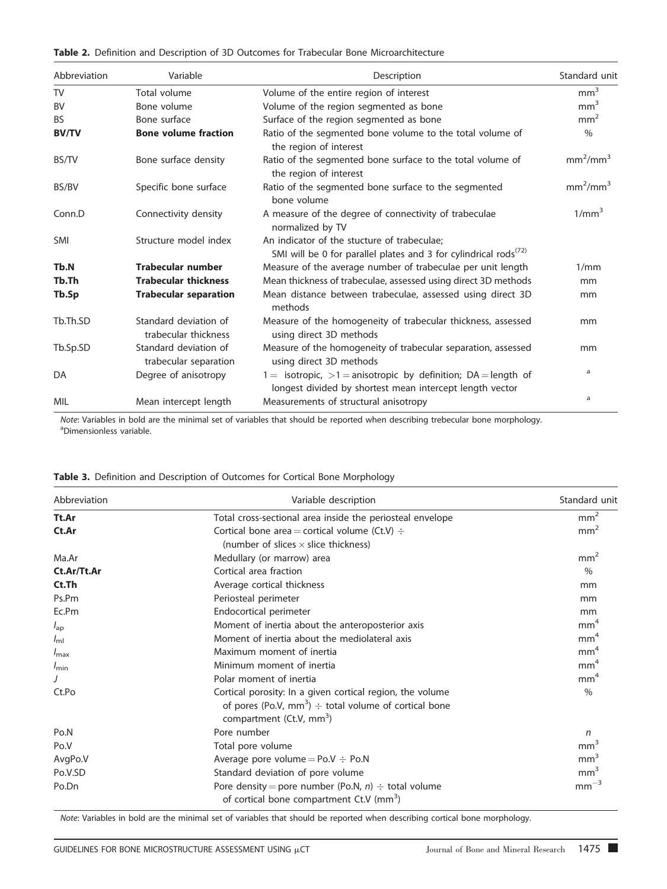**Table 2.** Definition and Description of 3D Outcomes for Trabecular Bone Microarchitecture

| Abbreviation | Variable | Description | Standard unit |
|---|---|---|---|
| TV | Total volume | Volume of the entire region of interest | $mm^3$ |
| BV | Bone volume | Volume of the region segmented as bone | $mm^3$ |
| BS | Bone surface | Surface of the region segmented as bone | $mm^2$ |
| **BV/TV** | **Bone volume fraction** | Ratio of the segmented bone volume to the total volume of the region of interest | % |
| BS/TV | Bone surface density | Ratio of the segmented bone surface to the total volume of the region of interest | $mm^2/mm^3$ |
| BS/BV | Specific bone surface | Ratio of the segmented bone surface to the segmented bone volume | $mm^2/mm^3$ |
| Conn.D | Connectivity density | A measure of the degree of connectivity of trabeculae normalized by TV | $1/mm^3$ |
| SMI | Structure model index | An indicator of the stucture of trabeculae; SMI will be 0 for parallel plates and 3 for cylindrical rods[72] | |
| **Tb.N** | **Trabecular number** | Measure of the average number of trabeculae per unit length | 1/mm |
| **Tb.Th** | **Trabecular thickness** | Mean thickness of trabeculae, assessed using direct 3D methods | mm |
| **Tb.Sp** | **Trabecular separation** | Mean distance between trabeculae, assessed using direct 3D methods | mm |
| Tb.Th.SD | Standard deviation of trabecular thickness | Measure of the homogeneity of trabecular thickness, assessed using direct 3D methods | mm |
| Tb.Sp.SD | Standard deviation of trabecular separation | Measure of the homogeneity of trabecular separation, assessed using direct 3D methods | mm |
| DA | Degree of anisotropy | 1 = isotropic, >1 = anisotropic by definition; DA = length of longest divided by shortest mean intercept length vector | [a] |
| MIL | Mean intercept length | Measurements of structural anisotropy | [a] |

*Note*: Variables in bold are the minimal set of variables that should be reported when describing trebecular bone morphology.
[a]Dimensionless variable.

**Table 3.** Definition and Description of Outcomes for Cortical Bone Morphology

| Abbreviation | Variable description | Standard unit |
|---|---|---|
| **Tt.Ar** | Total cross-sectional area inside the periosteal envelope | $mm^2$ |
| **Ct.Ar** | Cortical bone area = cortical volume (Ct.V) ÷ (number of slices × slice thickness) | $mm^2$ |
| Ma.Ar | Medullary (or marrow) area | $mm^2$ |
| **Ct.Ar/Tt.Ar** | Cortical area fraction | % |
| **Ct.Th** | Average cortical thickness | mm |
| Ps.Pm | Periosteal perimeter | mm |
| Ec.Pm | Endocortical perimeter | mm |
| $I_{ap}$ | Moment of inertia about the anteroposterior axis | $mm^4$ |
| $I_{ml}$ | Moment of inertia about the mediolateral axis | $mm^4$ |
| $I_{max}$ | Maximum moment of inertia | $mm^4$ |
| $I_{min}$ | Minimum moment of inertia | $mm^4$ |
| $J$ | Polar moment of inertia | $mm^4$ |
| Ct.Po | Cortical porosity: In a given cortical region, the volume of pores (Po.V, $mm^3$) ÷ total volume of cortical bone compartment (Ct.V, $mm^3$) | % |
| Po.N | Pore number | $n$ |
| Po.V | Total pore volume | $mm^3$ |
| AvgPo.V | Average pore volume = Po.V ÷ Po.N | $mm^3$ |
| Po.V.SD | Standard deviation of pore volume | $mm^3$ |
| Po.Dn | Pore density = pore number (Po.N, $n$) ÷ total volume of cortical bone compartment Ct.V ($mm^3$) | $mm^{-3}$ |

*Note*: Variables in bold are the minimal set of variables that should be reported when describing cortical bone morphology.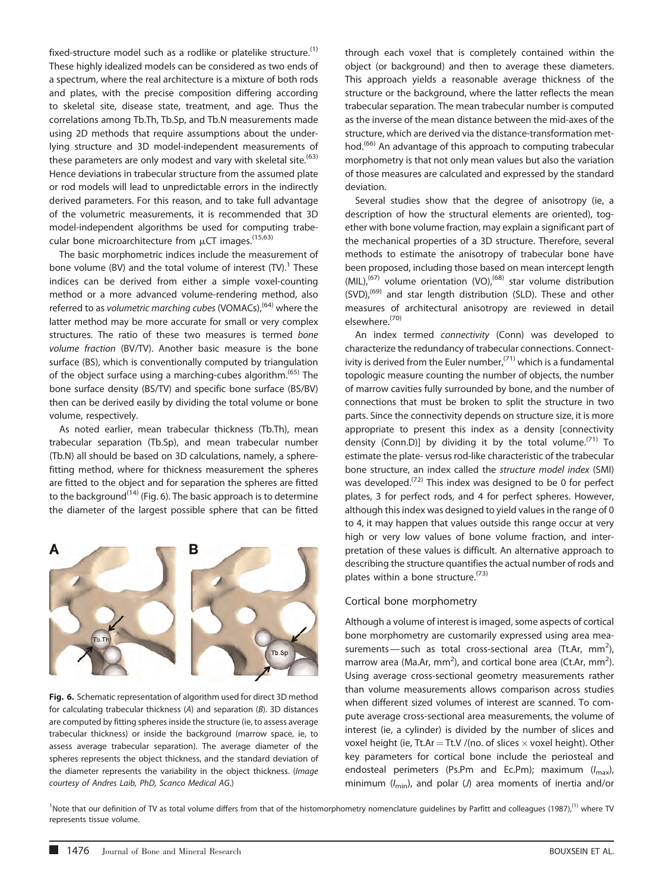fixed-structure model such as a rodlike or platelike structure.[1] These highly idealized models can be considered as two ends of a spectrum, where the real architecture is a mixture of both rods and plates, with the precise composition differing according to skeletal site, disease state, treatment, and age. Thus the correlations among Tb.Th, Tb.Sp, and Tb.N measurements made using 2D methods that require assumptions about the underlying structure and 3D model-independent measurements of these parameters are only modest and vary with skeletal site.[63] Hence deviations in trabecular structure from the assumed plate or rod models will lead to unpredictable errors in the indirectly derived parameters. For this reason, and to take full advantage of the volumetric measurements, it is recommended that 3D model-independent algorithms be used for computing trabecular bone microarchitecture from μCT images.[15,63]

The basic morphometric indices include the measurement of bone volume (BV) and the total volume of interest (TV).[1] These indices can be derived from either a simple voxel-counting method or a more advanced volume-rendering method, also referred to as *volumetric marching cubes* (VOMACs),[64] where the latter method may be more accurate for small or very complex structures. The ratio of these two measures is termed *bone volume fraction* (BV/TV). Another basic measure is the bone surface (BS), which is conventionally computed by triangulation of the object surface using a marching-cubes algorithm.[65] The bone surface density (BS/TV) and specific bone surface (BS/BV) then can be derived easily by dividing the total volume or bone volume, respectively.

As noted earlier, mean trabecular thickness (Tb.Th), mean trabecular separation (Tb.Sp), and mean trabecular number (Tb.N) all should be based on 3D calculations, namely, a sphere-fitting method, where for thickness measurement the spheres are fitted to the object and for separation the spheres are fitted to the background[14] (Fig. 6). The basic approach is to determine the diameter of the largest possible sphere that can be fitted through each voxel that is completely contained within the object (or background) and then to average these diameters. This approach yields a reasonable average thickness of the structure or the background, where the latter reflects the mean trabecular separation. The mean trabecular number is computed as the inverse of the mean distance between the mid-axes of the structure, which are derived via the distance-transformation method.[66] An advantage of this approach to computing trabecular morphometry is that not only mean values but also the variation of those measures are calculated and expressed by the standard deviation.

**Fig. 6.** Schematic representation of algorithm used for direct 3D method for calculating trabecular thickness (*A*) and separation (*B*). 3D distances are computed by fitting spheres inside the structure (ie, to assess average trabecular thickness) or inside the background (marrow space, ie, to assess average trabecular separation). The average diameter of the spheres represents the object thickness, and the standard deviation of the diameter represents the variability in the object thickness. (*Image courtesy of Andres Laib, PhD, Scanco Medical AG.*)

Several studies show that the degree of anisotropy (ie, a description of how the structural elements are oriented), together with bone volume fraction, may explain a significant part of the mechanical properties of a 3D structure. Therefore, several methods to estimate the anisotropy of trabecular bone have been proposed, including those based on mean intercept length (MIL),[67] volume orientation (VO),[68] star volume distribution (SVD),[69] and star length distribution (SLD). These and other measures of architectural anisotropy are reviewed in detail elsewhere.[70]

An index termed *connectivity* (Conn) was developed to characterize the redundancy of trabecular connections. Connectivity is derived from the Euler number,[71] which is a fundamental topologic measure counting the number of objects, the number of marrow cavities fully surrounded by bone, and the number of connections that must be broken to split the structure in two parts. Since the connectivity depends on structure size, it is more appropriate to present this index as a density [connectivity density (Conn.D)] by dividing it by the total volume.[71] To estimate the plate- versus rod-like characteristic of the trabecular bone structure, an index called the *structure model index* (SMI) was developed.[72] This index was designed to be 0 for perfect plates, 3 for perfect rods, and 4 for perfect spheres. However, although this index was designed to yield values in the range of 0 to 4, it may happen that values outside this range occur at very high or very low values of bone volume fraction, and interpretation of these values is difficult. An alternative approach to describing the structure quantifies the actual number of rods and plates within a bone structure.[73]

## Cortical bone morphometry

Although a volume of interest is imaged, some aspects of cortical bone morphometry are customarily expressed using area measurements—such as total cross-sectional area (Tt.Ar, $mm^2$), marrow area (Ma.Ar, $mm^2$), and cortical bone area (Ct.Ar, $mm^2$). Using average cross-sectional geometry measurements rather than volume measurements allows comparison across studies when different sized volumes of interest are scanned. To compute average cross-sectional area measurements, the volume of interest (ie, a cylinder) is divided by the number of slices and voxel height (ie, Tt.Ar = Tt.V /(no. of slices × voxel height). Other key parameters for cortical bone include the periosteal and endosteal perimeters (Ps.Pm and Ec.Pm); maximum ($I_{max}$), minimum ($I_{min}$), and polar ($J$) area moments of inertia and/or

[1]Note that our definition of TV as total volume differs from that of the histomorphometry nomenclature guidelines by Parfitt and colleagues (1987),[1] where TV represents tissue volume.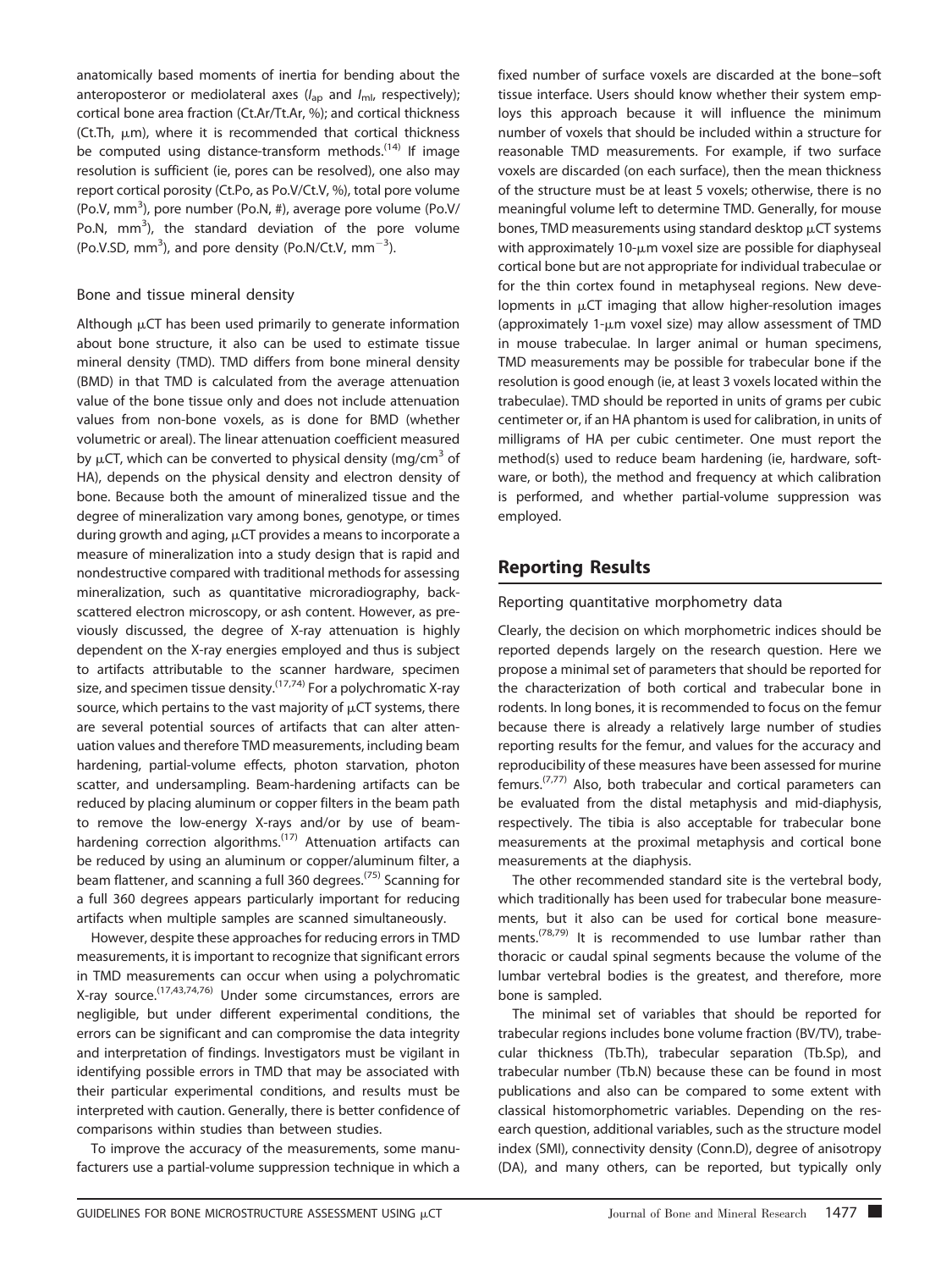anatomically based moments of inertia for bending about the anteroposterior or mediolateral axes ($I_{ap}$ and $I_{ml}$, respectively); cortical bone area fraction (Ct.Ar/Tt.Ar, %); and cortical thickness (Ct.Th, μm), where it is recommended that cortical thickness be computed using distance-transform methods.[14] If image resolution is sufficient (ie, pores can be resolved), one also may report cortical porosity (Ct.Po, as Po.V/Ct.V, %), total pore volume (Po.V, $mm^3$), pore number (Po.N, #), average pore volume (Po.V/Po.N, $mm^3$), the standard deviation of the pore volume (Po.V.SD, $mm^3$), and pore density (Po.N/Ct.V, $mm^{-3}$).

### Bone and tissue mineral density

Although μCT has been used primarily to generate information about bone structure, it also can be used to estimate tissue mineral density (TMD). TMD differs from bone mineral density (BMD) in that TMD is calculated from the average attenuation value of the bone tissue only and does not include attenuation values from non-bone voxels, as is done for BMD (whether volumetric or areal). The linear attenuation coefficient measured by μCT, which can be converted to physical density (mg/$cm^3$ of HA), depends on the physical density and electron density of bone. Because both the amount of mineralized tissue and the degree of mineralization vary among bones, genotype, or times during growth and aging, μCT provides a means to incorporate a measure of mineralization into a study design that is rapid and nondestructive compared with traditional methods for assessing mineralization, such as quantitative microradiography, backscattered electron microscopy, or ash content. However, as previously discussed, the degree of X-ray attenuation is highly dependent on the X-ray energies employed and thus is subject to artifacts attributable to the scanner hardware, specimen size, and specimen tissue density.[17,74] For a polychromatic X-ray source, which pertains to the vast majority of μCT systems, there are several potential sources of artifacts that can alter attenuation values and therefore TMD measurements, including beam hardening, partial-volume effects, photon starvation, photon scatter, and undersampling. Beam-hardening artifacts can be reduced by placing aluminum or copper filters in the beam path to remove the low-energy X-rays and/or by use of beam-hardening correction algorithms.[17] Attenuation artifacts can be reduced by using an aluminum or copper/aluminum filter, a beam flattener, and scanning a full 360 degrees.[75] Scanning for a full 360 degrees appears particularly important for reducing artifacts when multiple samples are scanned simultaneously.

However, despite these approaches for reducing errors in TMD measurements, it is important to recognize that significant errors in TMD measurements can occur when using a polychromatic X-ray source.[17,43,74,76] Under some circumstances, errors are negligible, but under different experimental conditions, the errors can be significant and can compromise the data integrity and interpretation of findings. Investigators must be vigilant in identifying possible errors in TMD that may be associated with their particular experimental conditions, and results must be interpreted with caution. Generally, there is better confidence of comparisons within studies than between studies.

To improve the accuracy of the measurements, some manufacturers use a partial-volume suppression technique in which a fixed number of surface voxels are discarded at the bone–soft tissue interface. Users should know whether their system employs this approach because it will influence the minimum number of voxels that should be included within a structure for reasonable TMD measurements. For example, if two surface voxels are discarded (on each surface), then the mean thickness of the structure must be at least 5 voxels; otherwise, there is no meaningful volume left to determine TMD. Generally, for mouse bones, TMD measurements using standard desktop μCT systems with approximately 10-μm voxel size are possible for diaphyseal cortical bone but are not appropriate for individual trabeculae or for the thin cortex found in metaphyseal regions. New developments in μCT imaging that allow higher-resolution images (approximately 1-μm voxel size) may allow assessment of TMD in mouse trabeculae. In larger animal or human specimens, TMD measurements may be possible for trabecular bone if the resolution is good enough (ie, at least 3 voxels located within the trabeculae). TMD should be reported in units of grams per cubic centimeter or, if an HA phantom is used for calibration, in units of milligrams of HA per cubic centimeter. One must report the method(s) used to reduce beam hardening (ie, hardware, software, or both), the method and frequency at which calibration is performed, and whether partial-volume suppression was employed.

## Reporting Results

### Reporting quantitative morphometry data

Clearly, the decision on which morphometric indices should be reported depends largely on the research question. Here we propose a minimal set of parameters that should be reported for the characterization of both cortical and trabecular bone in rodents. In long bones, it is recommended to focus on the femur because there is already a relatively large number of studies reporting results for the femur, and values for the accuracy and reproducibility of these measures have been assessed for murine femurs.[7,77] Also, both trabecular and cortical parameters can be evaluated from the distal metaphysis and mid-diaphysis, respectively. The tibia is also acceptable for trabecular bone measurements at the proximal metaphysis and cortical bone measurements at the diaphysis.

The other recommended standard site is the vertebral body, which traditionally has been used for trabecular bone measurements, but it also can be used for cortical bone measurements.[78,79] It is recommended to use lumbar rather than thoracic or caudal spinal segments because the volume of the lumbar vertebral bodies is the greatest, and therefore, more bone is sampled.

The minimal set of variables that should be reported for trabecular regions includes bone volume fraction (BV/TV), trabecular thickness (Tb.Th), trabecular separation (Tb.Sp), and trabecular number (Tb.N) because these can be found in most publications and also can be compared to some extent with classical histomorphometric variables. Depending on the research question, additional variables, such as the structure model index (SMI), connectivity density (Conn.D), degree of anisotropy (DA), and many others, can be reported, but typically only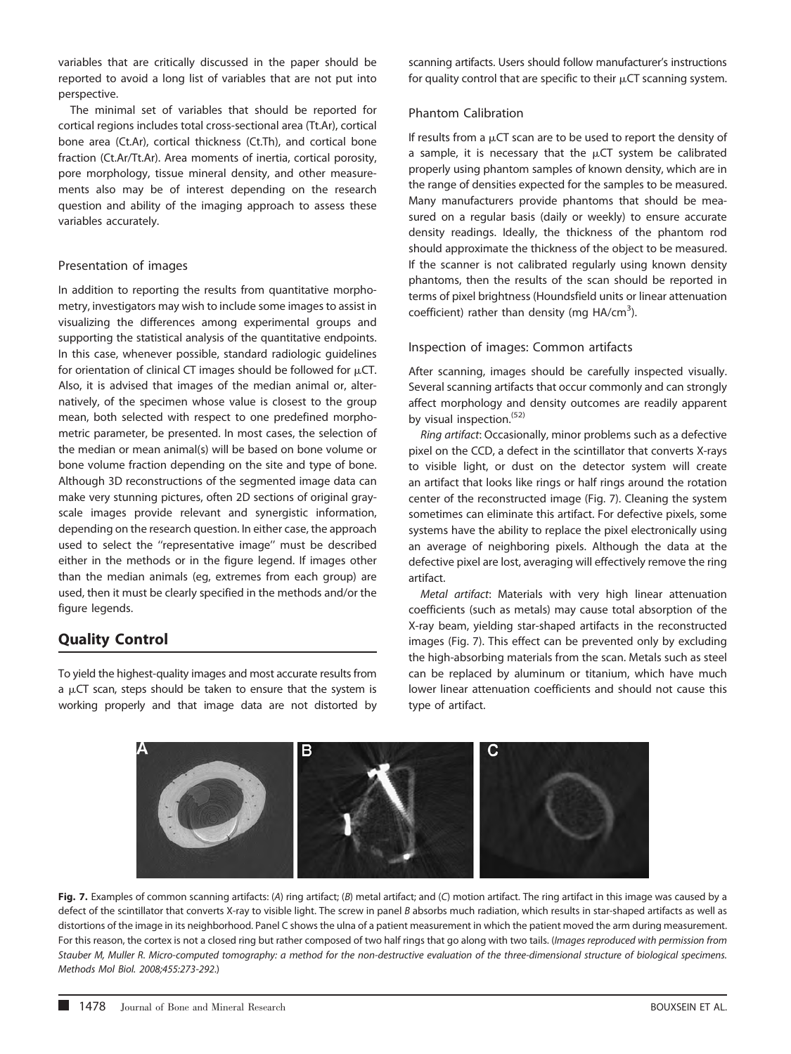variables that are critically discussed in the paper should be reported to avoid a long list of variables that are not put into perspective.

The minimal set of variables that should be reported for cortical regions includes total cross-sectional area (Tt.Ar), cortical bone area (Ct.Ar), cortical thickness (Ct.Th), and cortical bone fraction (Ct.Ar/Tt.Ar). Area moments of inertia, cortical porosity, pore morphology, tissue mineral density, and other measurements also may be of interest depending on the research question and ability of the imaging approach to assess these variables accurately.

### Presentation of images

In addition to reporting the results from quantitative morphometry, investigators may wish to include some images to assist in visualizing the differences among experimental groups and supporting the statistical analysis of the quantitative endpoints. In this case, whenever possible, standard radiologic guidelines for orientation of clinical CT images should be followed for μCT. Also, it is advised that images of the median animal or, alternatively, of the specimen whose value is closest to the group mean, both selected with respect to one predefined morphometric parameter, be presented. In most cases, the selection of the median or mean animal(s) will be based on bone volume or bone volume fraction depending on the site and type of bone. Although 3D reconstructions of the segmented image data can make very stunning pictures, often 2D sections of original gray-scale images provide relevant and synergistic information, depending on the research question. In either case, the approach used to select the ''representative image'' must be described either in the methods or in the figure legend. If images other than the median animals (eg, extremes from each group) are used, then it must be clearly specified in the methods and/or the figure legends.

## Quality Control

To yield the highest-quality images and most accurate results from a μCT scan, steps should be taken to ensure that the system is working properly and that image data are not distorted by scanning artifacts. Users should follow manufacturer's instructions for quality control that are specific to their μCT scanning system.

### Phantom Calibration

If results from a μCT scan are to be used to report the density of a sample, it is necessary that the μCT system be calibrated properly using phantom samples of known density, which are in the range of densities expected for the samples to be measured. Many manufacturers provide phantoms that should be measured on a regular basis (daily or weekly) to ensure accurate density readings. Ideally, the thickness of the phantom rod should approximate the thickness of the object to be measured. If the scanner is not calibrated regularly using known density phantoms, then the results of the scan should be reported in terms of pixel brightness (Houndsfield units or linear attenuation coefficient) rather than density (mg HA/cm$^3$).

### Inspection of images: Common artifacts

After scanning, images should be carefully inspected visually. Several scanning artifacts that occur commonly and can strongly affect morphology and density outcomes are readily apparent by visual inspection.[52]

*Ring artifact*: Occasionally, minor problems such as a defective pixel on the CCD, a defect in the scintillator that converts X-rays to visible light, or dust on the detector system will create an artifact that looks like rings or half rings around the rotation center of the reconstructed image (Fig. 7). Cleaning the system sometimes can eliminate this artifact. For defective pixels, some systems have the ability to replace the pixel electronically using an average of neighboring pixels. Although the data at the defective pixel are lost, averaging will effectively remove the ring artifact.

*Metal artifact*: Materials with very high linear attenuation coefficients (such as metals) may cause total absorption of the X-ray beam, yielding star-shaped artifacts in the reconstructed images (Fig. 7). This effect can be prevented only by excluding the high-absorbing materials from the scan. Metals such as steel can be replaced by aluminum or titanium, which have much lower linear attenuation coefficients and should not cause this type of artifact.

A B C

**Fig. 7.** Examples of common scanning artifacts: (*A*) ring artifact; (*B*) metal artifact; and (*C*) motion artifact. The ring artifact in this image was caused by a defect of the scintillator that converts X-ray to visible light. The screw in panel *B* absorbs much radiation, which results in star-shaped artifacts as well as distortions of the image in its neighborhood. Panel C shows the ulna of a patient measurement in which the patient moved the arm during measurement. For this reason, the cortex is not a closed ring but rather composed of two half rings that go along with two tails. (*Images reproduced with permission from Stauber M, Muller R. Micro-computed tomography: a method for the non-destructive evaluation of the three-dimensional structure of biological specimens. Methods Mol Biol. 2008;455:273-292.*)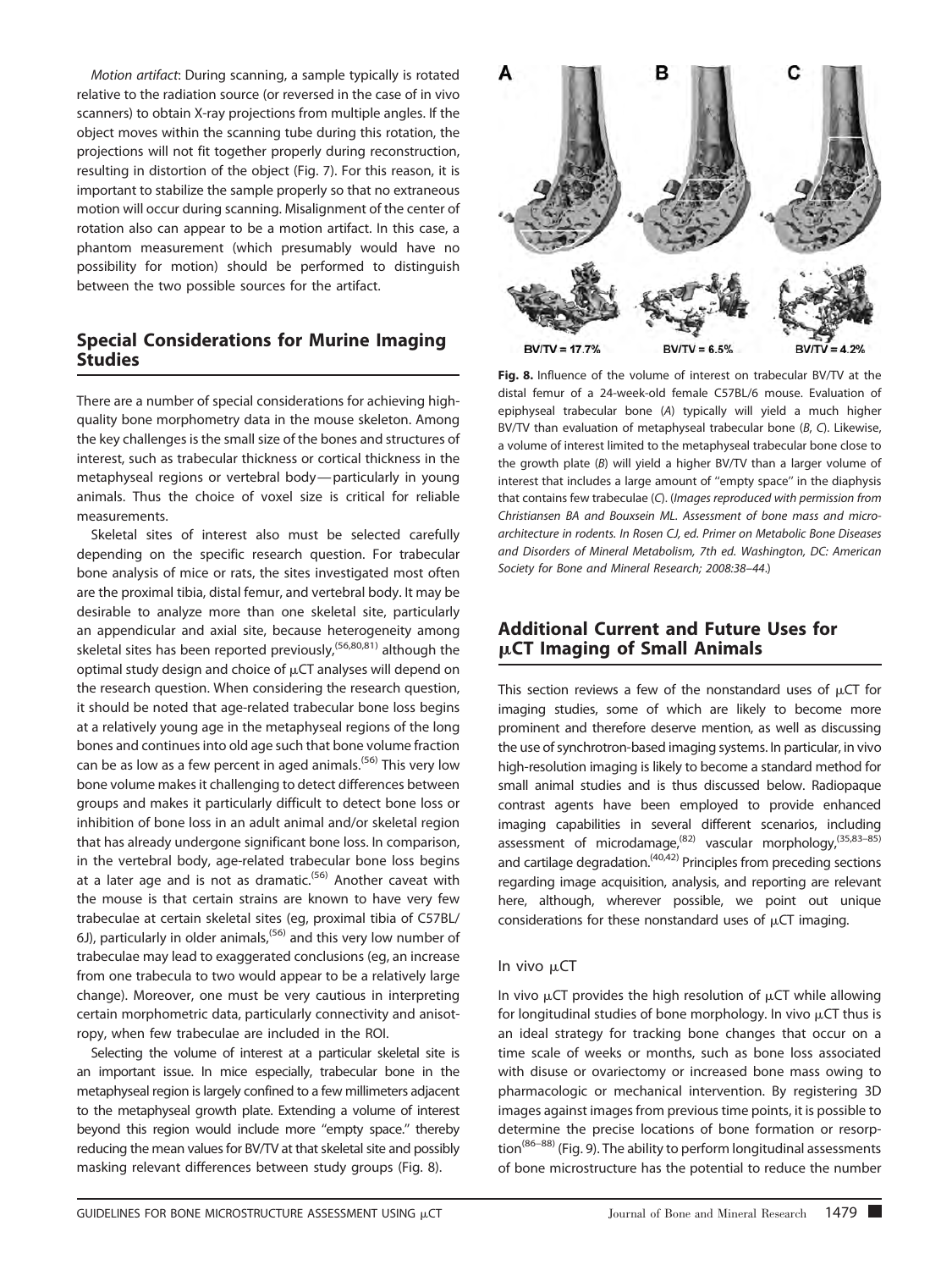*Motion artifact*: During scanning, a sample typically is rotated relative to the radiation source (or reversed in the case of in vivo scanners) to obtain X-ray projections from multiple angles. If the object moves within the scanning tube during this rotation, the projections will not fit together properly during reconstruction, resulting in distortion of the object (Fig. 7). For this reason, it is important to stabilize the sample properly so that no extraneous motion will occur during scanning. Misalignment of the center of rotation also can appear to be a motion artifact. In this case, a phantom measurement (which presumably would have no possibility for motion) should be performed to distinguish between the two possible sources for the artifact.

## Special Considerations for Murine Imaging Studies

There are a number of special considerations for achieving high-quality bone morphometry data in the mouse skeleton. Among the key challenges is the small size of the bones and structures of interest, such as trabecular thickness or cortical thickness in the metaphyseal regions or vertebral body—particularly in young animals. Thus the choice of voxel size is critical for reliable measurements.

Skeletal sites of interest also must be selected carefully depending on the specific research question. For trabecular bone analysis of mice or rats, the sites investigated most often are the proximal tibia, distal femur, and vertebral body. It may be desirable to analyze more than one skeletal site, particularly an appendicular and axial site, because heterogeneity among skeletal sites has been reported previously,[56,80,81] although the optimal study design and choice of μCT analyses will depend on the research question. When considering the research question, it should be noted that age-related trabecular bone loss begins at a relatively young age in the metaphyseal regions of the long bones and continues into old age such that bone volume fraction can be as low as a few percent in aged animals.[56] This very low bone volume makes it challenging to detect differences between groups and makes it particularly difficult to detect bone loss or inhibition of bone loss in an adult animal and/or skeletal region that has already undergone significant bone loss. In comparison, in the vertebral body, age-related trabecular bone loss begins at a later age and is not as dramatic.[56] Another caveat with the mouse is that certain strains are known to have very few trabeculae at certain skeletal sites (eg, proximal tibia of C57BL/6J), particularly in older animals,[56] and this very low number of trabeculae may lead to exaggerated conclusions (eg, an increase from one trabecula to two would appear to be a relatively large change). Moreover, one must be very cautious in interpreting certain morphometric data, particularly connectivity and anisotropy, when few trabeculae are included in the ROI.

Selecting the volume of interest at a particular skeletal site is an important issue. In mice especially, trabecular bone in the metaphyseal region is largely confined to a few millimeters adjacent to the metaphyseal growth plate. Extending a volume of interest beyond this region would include more "empty space." thereby reducing the mean values for BV/TV at that skeletal site and possibly masking relevant differences between study groups (Fig. 8).

**Fig. 8.** Influence of the volume of interest on trabecular BV/TV at the distal femur of a 24-week-old female C57BL/6 mouse. Evaluation of epiphyseal trabecular bone (*A*) typically will yield a much higher BV/TV than evaluation of metaphyseal trabecular bone (*B*, *C*). Likewise, a volume of interest limited to the metaphyseal trabecular bone close to the growth plate (*B*) will yield a higher BV/TV than a larger volume of interest that includes a large amount of "empty space" in the diaphysis that contains few trabeculae (*C*). (*Images reproduced with permission from Christiansen BA and Bouxsein ML. Assessment of bone mass and microarchitecture in rodents. In Rosen CJ, ed. Primer on Metabolic Bone Diseases and Disorders of Mineral Metabolism, 7th ed. Washington, DC: American Society for Bone and Mineral Research; 2008:38–44.*)

## Additional Current and Future Uses for μCT Imaging of Small Animals

This section reviews a few of the nonstandard uses of μCT for imaging studies, some of which are likely to become more prominent and therefore deserve mention, as well as discussing the use of synchrotron-based imaging systems. In particular, in vivo high-resolution imaging is likely to become a standard method for small animal studies and is thus discussed below. Radiopaque contrast agents have been employed to provide enhanced imaging capabilities in several different scenarios, including assessment of microdamage,[82] vascular morphology,[35,83–85] and cartilage degradation.[40,42] Principles from preceding sections regarding image acquisition, analysis, and reporting are relevant here, although, wherever possible, we point out unique considerations for these nonstandard uses of μCT imaging.

### In vivo μCT

In vivo μCT provides the high resolution of μCT while allowing for longitudinal studies of bone morphology. In vivo μCT thus is an ideal strategy for tracking bone changes that occur on a time scale of weeks or months, such as bone loss associated with disuse or ovariectomy or increased bone mass owing to pharmacologic or mechanical intervention. By registering 3D images against images from previous time points, it is possible to determine the precise locations of bone formation or resorption[86–88] (Fig. 9). The ability to perform longitudinal assessments of bone microstructure has the potential to reduce the number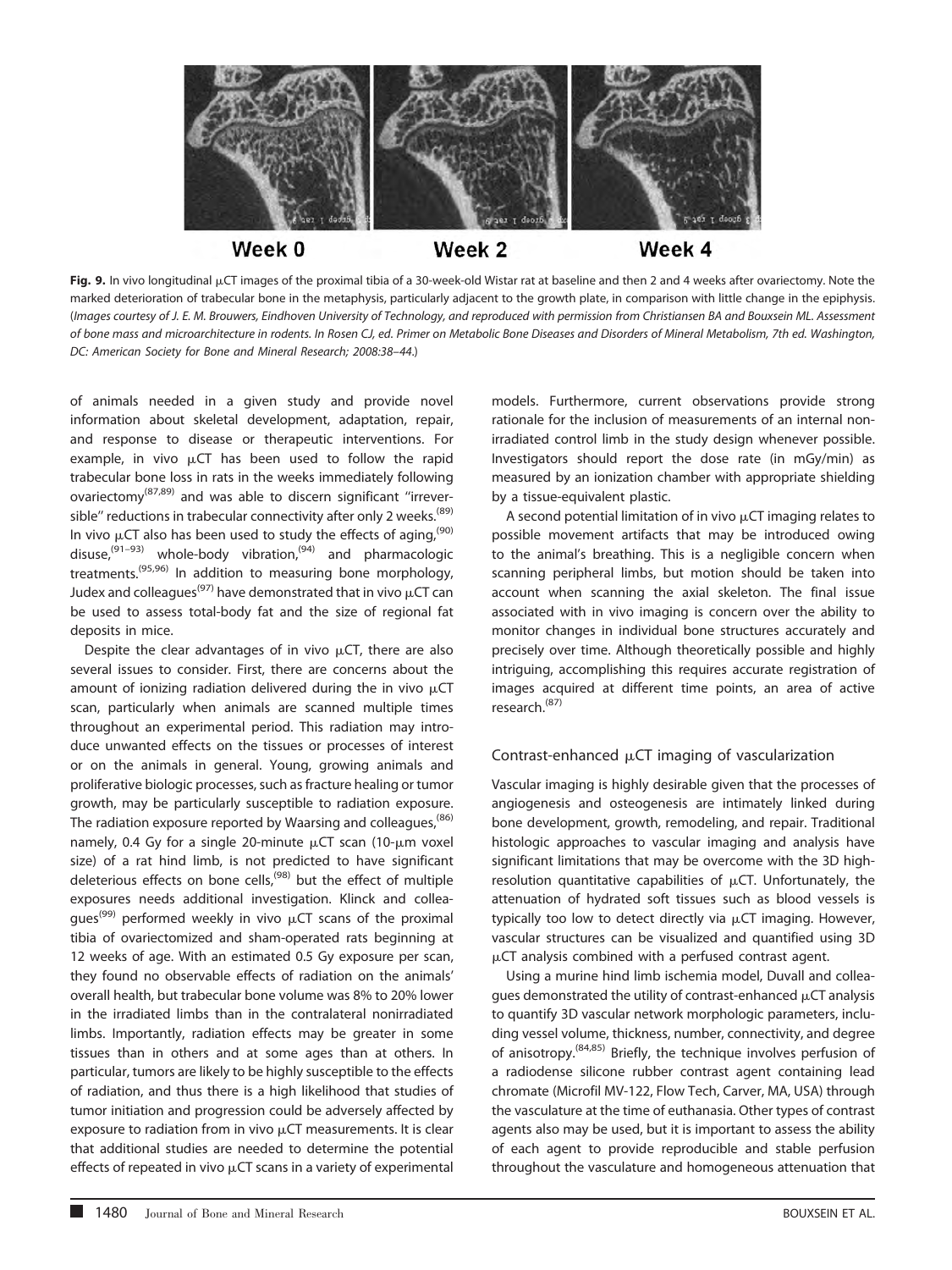Week 0 Week 2 Week 4

**Fig. 9.** In vivo longitudinal μCT images of the proximal tibia of a 30-week-old Wistar rat at baseline and then 2 and 4 weeks after ovariectomy. Note the marked deterioration of trabecular bone in the metaphysis, particularly adjacent to the growth plate, in comparison with little change in the epiphysis. (*Images courtesy of J. E. M. Brouwers, Eindhoven University of Technology, and reproduced with permission from Christiansen BA and Bouxsein ML. Assessment of bone mass and microarchitecture in rodents. In Rosen CJ, ed. Primer on Metabolic Bone Diseases and Disorders of Mineral Metabolism, 7th ed. Washington, DC: American Society for Bone and Mineral Research; 2008:38–44.*)

of animals needed in a given study and provide novel information about skeletal development, adaptation, repair, and response to disease or therapeutic interventions. For example, in vivo μCT has been used to follow the rapid trabecular bone loss in rats in the weeks immediately following ovariectomy[87,89] and was able to discern significant "irreversible" reductions in trabecular connectivity after only 2 weeks.[89] In vivo μCT also has been used to study the effects of aging,[90] disuse,[91–93] whole-body vibration,[94] and pharmacologic treatments.[95,96] In addition to measuring bone morphology, Judex and colleagues[97] have demonstrated that in vivo μCT can be used to assess total-body fat and the size of regional fat deposits in mice.

Despite the clear advantages of in vivo μCT, there are also several issues to consider. First, there are concerns about the amount of ionizing radiation delivered during the in vivo μCT scan, particularly when animals are scanned multiple times throughout an experimental period. This radiation may introduce unwanted effects on the tissues or processes of interest or on the animals in general. Young, growing animals and proliferative biologic processes, such as fracture healing or tumor growth, may be particularly susceptible to radiation exposure. The radiation exposure reported by Waarsing and colleagues,[86] namely, 0.4 Gy for a single 20-minute μCT scan (10-μm voxel size) of a rat hind limb, is not predicted to have significant deleterious effects on bone cells,[98] but the effect of multiple exposures needs additional investigation. Klinck and colleagues[99] performed weekly in vivo μCT scans of the proximal tibia of ovariectomized and sham-operated rats beginning at 12 weeks of age. With an estimated 0.5 Gy exposure per scan, they found no observable effects of radiation on the animals' overall health, but trabecular bone volume was 8% to 20% lower in the irradiated limbs than in the contralateral nonirradiated limbs. Importantly, radiation effects may be greater in some tissues than in others and at some ages than at others. In particular, tumors are likely to be highly susceptible to the effects of radiation, and thus there is a high likelihood that studies of tumor initiation and progression could be adversely affected by exposure to radiation from in vivo μCT measurements. It is clear that additional studies are needed to determine the potential effects of repeated in vivo μCT scans in a variety of experimental models. Furthermore, current observations provide strong rationale for the inclusion of measurements of an internal nonirradiated control limb in the study design whenever possible. Investigators should report the dose rate (in mGy/min) as measured by an ionization chamber with appropriate shielding by a tissue-equivalent plastic.

A second potential limitation of in vivo μCT imaging relates to possible movement artifacts that may be introduced owing to the animal's breathing. This is a negligible concern when scanning peripheral limbs, but motion should be taken into account when scanning the axial skeleton. The final issue associated with in vivo imaging is concern over the ability to monitor changes in individual bone structures accurately and precisely over time. Although theoretically possible and highly intriguing, accomplishing this requires accurate registration of images acquired at different time points, an area of active research.[87]

## Contrast-enhanced μCT imaging of vascularization

Vascular imaging is highly desirable given that the processes of angiogenesis and osteogenesis are intimately linked during bone development, growth, remodeling, and repair. Traditional histologic approaches to vascular imaging and analysis have significant limitations that may be overcome with the 3D high-resolution quantitative capabilities of μCT. Unfortunately, the attenuation of hydrated soft tissues such as blood vessels is typically too low to detect directly via μCT imaging. However, vascular structures can be visualized and quantified using 3D μCT analysis combined with a perfused contrast agent.

Using a murine hind limb ischemia model, Duvall and colleagues demonstrated the utility of contrast-enhanced μCT analysis to quantify 3D vascular network morphologic parameters, including vessel volume, thickness, number, connectivity, and degree of anisotropy.[84,85] Briefly, the technique involves perfusion of a radiodense silicone rubber contrast agent containing lead chromate (Microfil MV-122, Flow Tech, Carver, MA, USA) through the vasculature at the time of euthanasia. Other types of contrast agents also may be used, but it is important to assess the ability of each agent to provide reproducible and stable perfusion throughout the vasculature and homogeneous attenuation that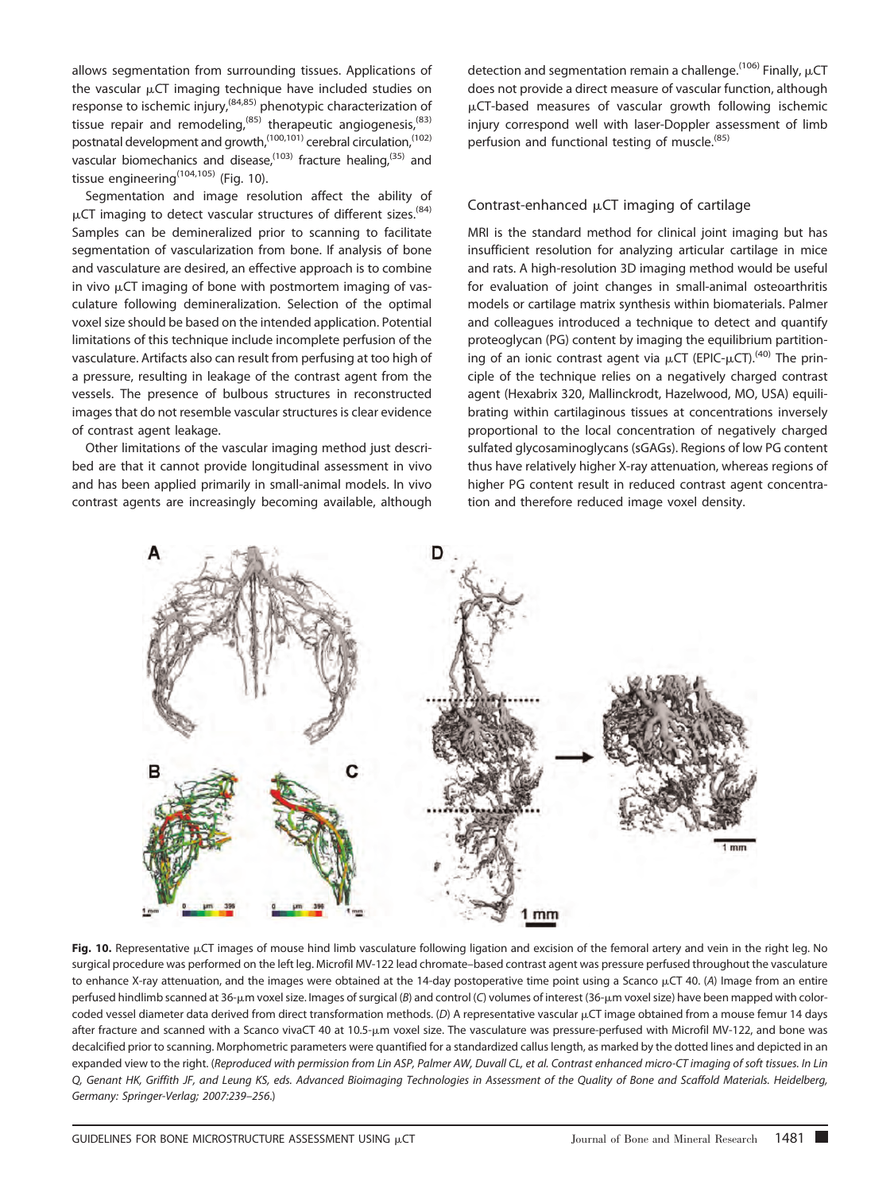allows segmentation from surrounding tissues. Applications of the vascular μCT imaging technique have included studies on response to ischemic injury,[84,85] phenotypic characterization of tissue repair and remodeling,[85] therapeutic angiogenesis,[83] postnatal development and growth,[100,101] cerebral circulation,[102] vascular biomechanics and disease,[103] fracture healing,[35] and tissue engineering[104,105] (Fig. 10).

Segmentation and image resolution affect the ability of μCT imaging to detect vascular structures of different sizes.[84] Samples can be demineralized prior to scanning to facilitate segmentation of vascularization from bone. If analysis of bone and vasculature are desired, an effective approach is to combine in vivo μCT imaging of bone with postmortem imaging of vasculature following demineralization. Selection of the optimal voxel size should be based on the intended application. Potential limitations of this technique include incomplete perfusion of the vasculature. Artifacts also can result from perfusing at too high of a pressure, resulting in leakage of the contrast agent from the vessels. The presence of bulbous structures in reconstructed images that do not resemble vascular structures is clear evidence of contrast agent leakage.

Other limitations of the vascular imaging method just described are that it cannot provide longitudinal assessment in vivo and has been applied primarily in small-animal models. In vivo contrast agents are increasingly becoming available, although detection and segmentation remain a challenge.[106] Finally, μCT does not provide a direct measure of vascular function, although μCT-based measures of vascular growth following ischemic injury correspond well with laser-Doppler assessment of limb perfusion and functional testing of muscle.[85]

## Contrast-enhanced μCT imaging of cartilage

MRI is the standard method for clinical joint imaging but has insufficient resolution for analyzing articular cartilage in mice and rats. A high-resolution 3D imaging method would be useful for evaluation of joint changes in small-animal osteoarthritis models or cartilage matrix synthesis within biomaterials. Palmer and colleagues introduced a technique to detect and quantify proteoglycan (PG) content by imaging the equilibrium partitioning of an ionic contrast agent via μCT (EPIC-μCT).[40] The principle of the technique relies on a negatively charged contrast agent (Hexabrix 320, Mallinckrodt, Hazelwood, MO, USA) equilibrating within cartilaginous tissues at concentrations inversely proportional to the local concentration of negatively charged sulfated glycosaminoglycans (sGAGs). Regions of low PG content thus have relatively higher X-ray attenuation, whereas regions of higher PG content result in reduced contrast agent concentration and therefore reduced image voxel density.

**Fig. 10.** Representative μCT images of mouse hind limb vasculature following ligation and excision of the femoral artery and vein in the right leg. No surgical procedure was performed on the left leg. Microfil MV-122 lead chromate–based contrast agent was pressure perfused throughout the vasculature to enhance X-ray attenuation, and the images were obtained at the 14-day postoperative time point using a Scanco μCT 40. (*A*) Image from an entire perfused hindlimb scanned at 36-μm voxel size. Images of surgical (*B*) and control (*C*) volumes of interest (36-μm voxel size) have been mapped with color-coded vessel diameter data derived from direct transformation methods. (*D*) A representative vascular μCT image obtained from a mouse femur 14 days after fracture and scanned with a Scanco vivaCT 40 at 10.5-μm voxel size. The vasculature was pressure-perfused with Microfil MV-122, and bone was decalcified prior to scanning. Morphometric parameters were quantified for a standardized callus length, as marked by the dotted lines and depicted in an expanded view to the right. (*Reproduced with permission from Lin ASP, Palmer AW, Duvall CL, et al. Contrast enhanced micro-CT imaging of soft tissues. In Lin Q, Genant HK, Griffith JF, and Leung KS, eds. Advanced Bioimaging Technologies in Assessment of the Quality of Bone and Scaffold Materials. Heidelberg, Germany: Springer-Verlag; 2007:239–256.*)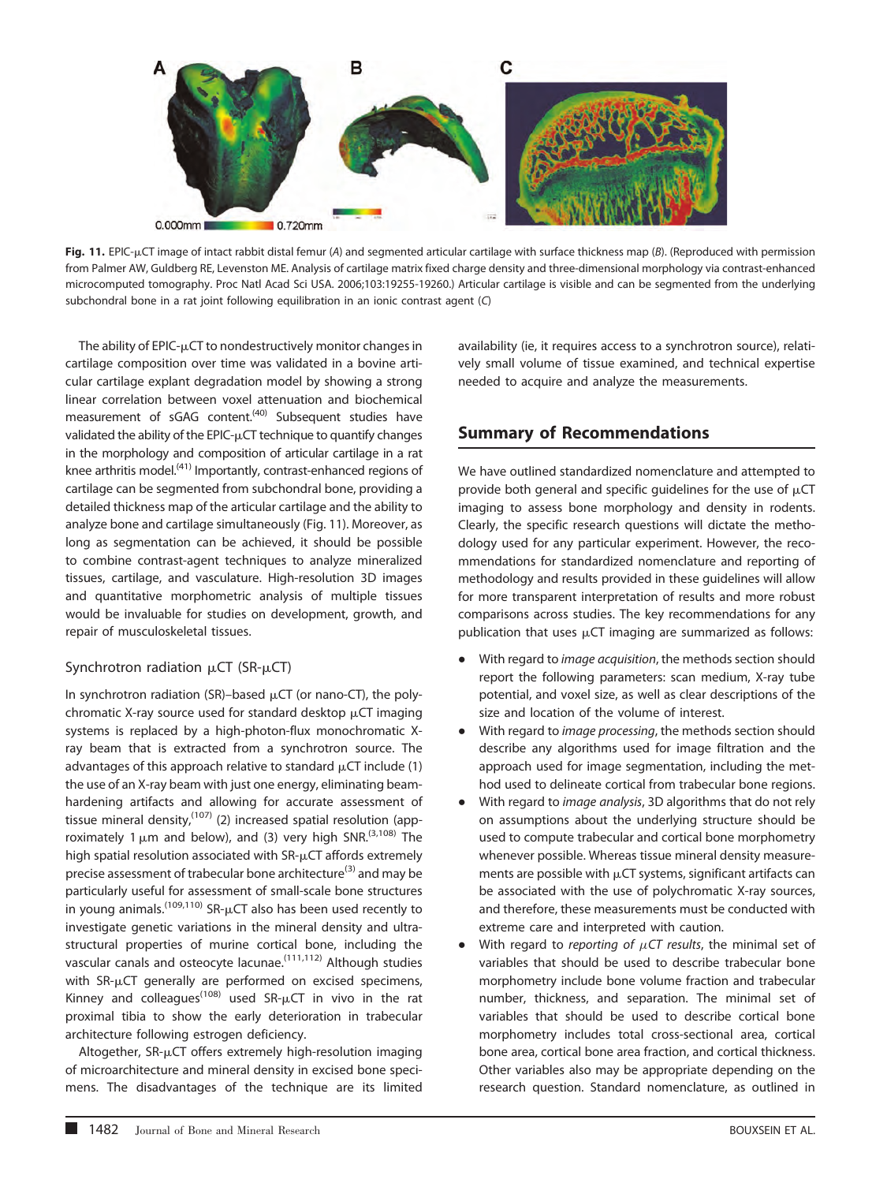**Fig. 11.** EPIC-μCT image of intact rabbit distal femur (*A*) and segmented articular cartilage with surface thickness map (*B*). (Reproduced with permission from Palmer AW, Guldberg RE, Levenston ME. Analysis of cartilage matrix fixed charge density and three-dimensional morphology via contrast-enhanced microcomputed tomography. Proc Natl Acad Sci USA. 2006;103:19255-19260.) Articular cartilage is visible and can be segmented from the underlying subchondral bone in a rat joint following equilibration in an ionic contrast agent (*C*)

The ability of EPIC-μCT to nondestructively monitor changes in cartilage composition over time was validated in a bovine articular cartilage explant degradation model by showing a strong linear correlation between voxel attenuation and biochemical measurement of sGAG content.[40] Subsequent studies have validated the ability of the EPIC-μCT technique to quantify changes in the morphology and composition of articular cartilage in a rat knee arthritis model.[41] Importantly, contrast-enhanced regions of cartilage can be segmented from subchondral bone, providing a detailed thickness map of the articular cartilage and the ability to analyze bone and cartilage simultaneously (Fig. 11). Moreover, as long as segmentation can be achieved, it should be possible to combine contrast-agent techniques to analyze mineralized tissues, cartilage, and vasculature. High-resolution 3D images and quantitative morphometric analysis of multiple tissues would be invaluable for studies on development, growth, and repair of musculoskeletal tissues.

### Synchrotron radiation μCT (SR-μCT)

In synchrotron radiation (SR)–based μCT (or nano-CT), the polychromatic X-ray source used for standard desktop μCT imaging systems is replaced by a high-photon-flux monochromatic X-ray beam that is extracted from a synchrotron source. The advantages of this approach relative to standard μCT include (1) the use of an X-ray beam with just one energy, eliminating beam-hardening artifacts and allowing for accurate assessment of tissue mineral density,[107] (2) increased spatial resolution (approximately 1 μm and below), and (3) very high SNR.[3,108] The high spatial resolution associated with SR-μCT affords extremely precise assessment of trabecular bone architecture[3] and may be particularly useful for assessment of small-scale bone structures in young animals.[109,110] SR-μCT also has been used recently to investigate genetic variations in the mineral density and ultrastructural properties of murine cortical bone, including the vascular canals and osteocyte lacunae.[111,112] Although studies with SR-μCT generally are performed on excised specimens, Kinney and colleagues[108] used SR-μCT in vivo in the rat proximal tibia to show the early deterioration in trabecular architecture following estrogen deficiency.

Altogether, SR-μCT offers extremely high-resolution imaging of microarchitecture and mineral density in excised bone specimens. The disadvantages of the technique are its limited availability (ie, it requires access to a synchrotron source), relatively small volume of tissue examined, and technical expertise needed to acquire and analyze the measurements.

## Summary of Recommendations

We have outlined standardized nomenclature and attempted to provide both general and specific guidelines for the use of μCT imaging to assess bone morphology and density in rodents. Clearly, the specific research questions will dictate the methodology used for any particular experiment. However, the recommendations for standardized nomenclature and reporting of methodology and results provided in these guidelines will allow for more transparent interpretation of results and more robust comparisons across studies. The key recommendations for any publication that uses μCT imaging are summarized as follows:

- With regard to *image acquisition*, the methods section should report the following parameters: scan medium, X-ray tube potential, and voxel size, as well as clear descriptions of the size and location of the volume of interest.
- With regard to *image processing*, the methods section should describe any algorithms used for image filtration and the approach used for image segmentation, including the method used to delineate cortical from trabecular bone regions.
- With regard to *image analysis*, 3D algorithms that do not rely on assumptions about the underlying structure should be used to compute trabecular and cortical bone morphometry whenever possible. Whereas tissue mineral density measurements are possible with μCT systems, significant artifacts can be associated with the use of polychromatic X-ray sources, and therefore, these measurements must be conducted with extreme care and interpreted with caution.
- With regard to *reporting of μCT results*, the minimal set of variables that should be used to describe trabecular bone morphometry include bone volume fraction and trabecular number, thickness, and separation. The minimal set of variables that should be used to describe cortical bone morphometry includes total cross-sectional area, cortical bone area, cortical bone area fraction, and cortical thickness. Other variables also may be appropriate depending on the research question. Standard nomenclature, as outlined in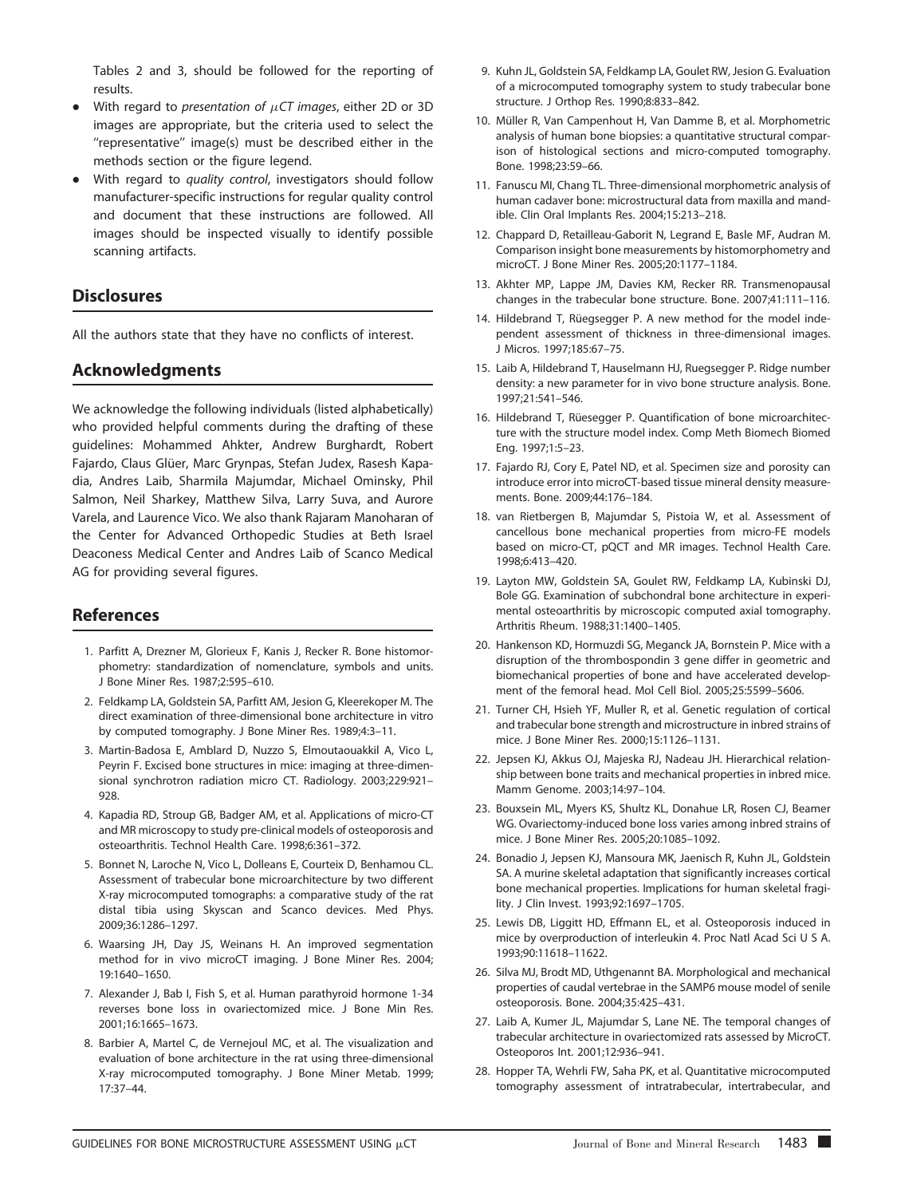Tables 2 and 3, should be followed for the reporting of results.

- With regard to *presentation of $\mu$CT images*, either 2D or 3D images are appropriate, but the criteria used to select the ''representative'' image(s) must be described either in the methods section or the figure legend.
- With regard to *quality control*, investigators should follow manufacturer-specific instructions for regular quality control and document that these instructions are followed. All images should be inspected visually to identify possible scanning artifacts.

## Disclosures

All the authors state that they have no conflicts of interest.

## Acknowledgments

We acknowledge the following individuals (listed alphabetically) who provided helpful comments during the drafting of these guidelines: Mohammed Ahkter, Andrew Burghardt, Robert Fajardo, Claus Glüer, Marc Grynpas, Stefan Judex, Rasesh Kapadia, Andres Laib, Sharmila Majumdar, Michael Ominsky, Phil Salmon, Neil Sharkey, Matthew Silva, Larry Suva, and Aurore Varela, and Laurence Vico. We also thank Rajaram Manoharan of the Center for Advanced Orthopedic Studies at Beth Israel Deaconess Medical Center and Andres Laib of Scanco Medical AG for providing several figures.

## References

1. Parfitt A, Drezner M, Glorieux F, Kanis J, Recker R. Bone histomorphometry: standardization of nomenclature, symbols and units. J Bone Miner Res. 1987;2:595–610.
2. Feldkamp LA, Goldstein SA, Parfitt AM, Jesion G, Kleerekoper M. The direct examination of three-dimensional bone architecture in vitro by computed tomography. J Bone Miner Res. 1989;4:3–11.
3. Martin-Badosa E, Amblard D, Nuzzo S, Elmoutaouakkil A, Vico L, Peyrin F. Excised bone structures in mice: imaging at three-dimensional synchrotron radiation micro CT. Radiology. 2003;229:921–928.
4. Kapadia RD, Stroup GB, Badger AM, et al. Applications of micro-CT and MR microscopy to study pre-clinical models of osteoporosis and osteoarthritis. Technol Health Care. 1998;6:361–372.
5. Bonnet N, Laroche N, Vico L, Dolleans E, Courteix D, Benhamou CL. Assessment of trabecular bone microarchitecture by two different X-ray microcomputed tomographs: a comparative study of the rat distal tibia using Skyscan and Scanco devices. Med Phys. 2009;36:1286–1297.
6. Waarsing JH, Day JS, Weinans H. An improved segmentation method for in vivo microCT imaging. J Bone Miner Res. 2004; 19:1640–1650.
7. Alexander J, Bab I, Fish S, et al. Human parathyroid hormone 1-34 reverses bone loss in ovariectomized mice. J Bone Min Res. 2001;16:1665–1673.
8. Barbier A, Martel C, de Vernejoul MC, et al. The visualization and evaluation of bone architecture in the rat using three-dimensional X-ray microcomputed tomography. J Bone Miner Metab. 1999; 17:37–44.
9. Kuhn JL, Goldstein SA, Feldkamp LA, Goulet RW, Jesion G. Evaluation of a microcomputed tomography system to study trabecular bone structure. J Orthop Res. 1990;8:833–842.
10. Müller R, Van Campenhout H, Van Damme B, et al. Morphometric analysis of human bone biopsies: a quantitative structural comparison of histological sections and micro-computed tomography. Bone. 1998;23:59–66.
11. Fanuscu MI, Chang TL. Three-dimensional morphometric analysis of human cadaver bone: microstructural data from maxilla and mandible. Clin Oral Implants Res. 2004;15:213–218.
12. Chappard D, Retailleau-Gaborit N, Legrand E, Basle MF, Audran M. Comparison insight bone measurements by histomorphometry and microCT. J Bone Miner Res. 2005;20:1177–1184.
13. Akhter MP, Lappe JM, Davies KM, Recker RR. Transmenopausal changes in the trabecular bone structure. Bone. 2007;41:111–116.
14. Hildebrand T, Rüegsegger P. A new method for the model independent assessment of thickness in three-dimensional images. J Micros. 1997;185:67–75.
15. Laib A, Hildebrand T, Hauselmann HJ, Ruegsegger P. Ridge number density: a new parameter for in vivo bone structure analysis. Bone. 1997;21:541–546.
16. Hildebrand T, Rüesegger P. Quantification of bone microarchitecture with the structure model index. Comp Meth Biomech Biomed Eng. 1997;1:5–23.
17. Fajardo RJ, Cory E, Patel ND, et al. Specimen size and porosity can introduce error into microCT-based tissue mineral density measurements. Bone. 2009;44:176–184.
18. van Rietbergen B, Majumdar S, Pistoia W, et al. Assessment of cancellous bone mechanical properties from micro-FE models based on micro-CT, pQCT and MR images. Technol Health Care. 1998;6:413–420.
19. Layton MW, Goldstein SA, Goulet RW, Feldkamp LA, Kubinski DJ, Bole GG. Examination of subchondral bone architecture in experimental osteoarthritis by microscopic computed axial tomography. Arthritis Rheum. 1988;31:1400–1405.
20. Hankenson KD, Hormuzdi SG, Meganck JA, Bornstein P. Mice with a disruption of the thrombospondin 3 gene differ in geometric and biomechanical properties of bone and have accelerated development of the femoral head. Mol Cell Biol. 2005;25:5599–5606.
21. Turner CH, Hsieh YF, Muller R, et al. Genetic regulation of cortical and trabecular bone strength and microstructure in inbred strains of mice. J Bone Miner Res. 2000;15:1126–1131.
22. Jepsen KJ, Akkus OJ, Majeska RJ, Nadeau JH. Hierarchical relationship between bone traits and mechanical properties in inbred mice. Mamm Genome. 2003;14:97–104.
23. Bouxsein ML, Myers KS, Shultz KL, Donahue LR, Rosen CJ, Beamer WG. Ovariectomy-induced bone loss varies among inbred strains of mice. J Bone Miner Res. 2005;20:1085–1092.
24. Bonadio J, Jepsen KJ, Mansoura MK, Jaenisch R, Kuhn JL, Goldstein SA. A murine skeletal adaptation that significantly increases cortical bone mechanical properties. Implications for human skeletal fragility. J Clin Invest. 1993;92:1697–1705.
25. Lewis DB, Liggitt HD, Effmann EL, et al. Osteoporosis induced in mice by overproduction of interleukin 4. Proc Natl Acad Sci U S A. 1993;90:11618–11622.
26. Silva MJ, Brodt MD, Uthgenannt BA. Morphological and mechanical properties of caudal vertebrae in the SAMP6 mouse model of senile osteoporosis. Bone. 2004;35:425–431.
27. Laib A, Kumer JL, Majumdar S, Lane NE. The temporal changes of trabecular architecture in ovariectomized rats assessed by MicroCT. Osteoporos Int. 2001;12:936–941.
28. Hopper TA, Wehrli FW, Saha PK, et al. Quantitative microcomputed tomography assessment of intratrabecular, intertrabecular, and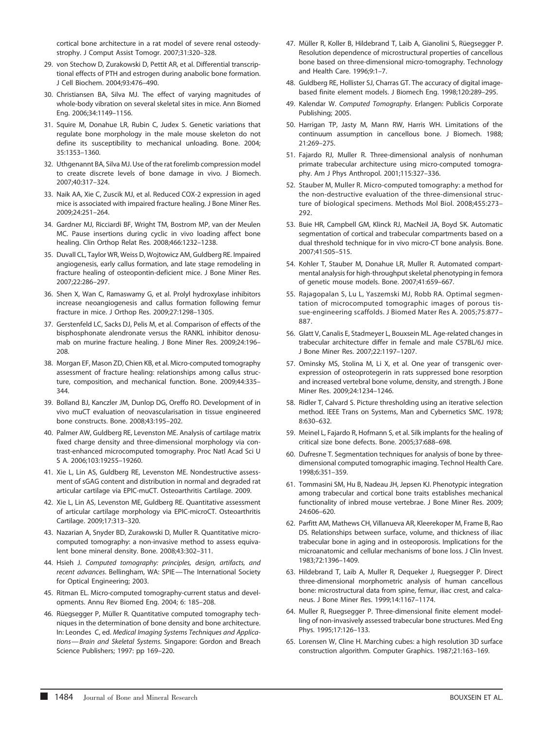cortical bone architecture in a rat model of severe renal osteodystrophy. J Comput Assist Tomogr. 2007;31:320–328.

29. von Stechow D, Zurakowski D, Pettit AR, et al. Differential transcriptional effects of PTH and estrogen during anabolic bone formation. J Cell Biochem. 2004;93:476–490.
30. Christiansen BA, Silva MJ. The effect of varying magnitudes of whole-body vibration on several skeletal sites in mice. Ann Biomed Eng. 2006;34:1149–1156.
31. Squire M, Donahue LR, Rubin C, Judex S. Genetic variations that regulate bone morphology in the male mouse skeleton do not define its susceptibility to mechanical unloading. Bone. 2004; 35:1353–1360.
32. Uthgenannt BA, Silva MJ. Use of the rat forelimb compression model to create discrete levels of bone damage in vivo. J Biomech. 2007;40:317–324.
33. Naik AA, Xie C, Zuscik MJ, et al. Reduced COX-2 expression in aged mice is associated with impaired fracture healing. J Bone Miner Res. 2009;24:251–264.
34. Gardner MJ, Ricciardi BF, Wright TM, Bostrom MP, van der Meulen MC. Pause insertions during cyclic in vivo loading affect bone healing. Clin Orthop Relat Res. 2008;466:1232–1238.
35. Duvall CL, Taylor WR, Weiss D, Wojtowicz AM, Guldberg RE. Impaired angiogenesis, early callus formation, and late stage remodeling in fracture healing of osteopontin-deficient mice. J Bone Miner Res. 2007;22:286–297.
36. Shen X, Wan C, Ramaswamy G, et al. Prolyl hydroxylase inhibitors increase neoangiogenesis and callus formation following femur fracture in mice. J Orthop Res. 2009;27:1298–1305.
37. Gerstenfeld LC, Sacks DJ, Pelis M, et al. Comparison of effects of the bisphosphonate alendronate versus the RANKL inhibitor denosumab on murine fracture healing. J Bone Miner Res. 2009;24:196–208.
38. Morgan EF, Mason ZD, Chien KB, et al. Micro-computed tomography assessment of fracture healing: relationships among callus structure, composition, and mechanical function. Bone. 2009;44:335–344.
39. Bolland BJ, Kanczler JM, Dunlop DG, Oreffo RO. Development of in vivo muCT evaluation of neovascularisation in tissue engineered bone constructs. Bone. 2008;43:195–202.
40. Palmer AW, Guldberg RE, Levenston ME. Analysis of cartilage matrix fixed charge density and three-dimensional morphology via contrast-enhanced microcomputed tomography. Proc Natl Acad Sci U S A. 2006;103:19255–19260.
41. Xie L, Lin AS, Guldberg RE, Levenston ME. Nondestructive assessment of sGAG content and distribution in normal and degraded rat articular cartilage via EPIC-muCT. Osteoarthritis Cartilage. 2009.
42. Xie L, Lin AS, Levenston ME, Guldberg RE. Quantitative assessment of articular cartilage morphology via EPIC-microCT. Osteoarthritis Cartilage. 2009;17:313–320.
43. Nazarian A, Snyder BD, Zurakowski D, Muller R. Quantitative micro-computed tomography: a non-invasive method to assess equivalent bone mineral density. Bone. 2008;43:302–311.
44. Hsieh J. *Computed tomography: principles, design, artifacts, and recent advances*. Bellingham, WA: SPIE—The International Society for Optical Engineering; 2003.
45. Ritman EL. Micro-computed tomography-current status and developments. Annu Rev Biomed Eng. 2004; 6: 185–208.
46. Rüegsegger P, Müller R. Quantitative computed tomography techniques in the determination of bone density and bone architecture. In: Leondes C, ed. *Medical Imaging Systems Techniques and Applications—Brain and Skeletal Systems*. Singapore: Gordon and Breach Science Publishers; 1997: pp 169–220.
47. Müller R, Koller B, Hildebrand T, Laib A, Gianolini S, Rüegsegger P. Resolution dependence of microstructural properties of cancellous bone based on three-dimensional micro-tomography. Technology and Health Care. 1996;9:1–7.
48. Guldberg RE, Hollister SJ, Charras GT. The accuracy of digital image-based finite element models. J Biomech Eng. 1998;120:289–295.
49. Kalendar W. *Computed Tomography*. Erlangen: Publicis Corporate Publishing; 2005.
50. Harrigan TP, Jasty M, Mann RW, Harris WH. Limitations of the continuum assumption in cancellous bone. J Biomech. 1988; 21:269–275.
51. Fajardo RJ, Muller R. Three-dimensional analysis of nonhuman primate trabecular architecture using micro-computed tomography. Am J Phys Anthropol. 2001;115:327–336.
52. Stauber M, Muller R. Micro-computed tomography: a method for the non-destructive evaluation of the three-dimensional structure of biological specimens. Methods Mol Biol. 2008;455:273–292.
53. Buie HR, Campbell GM, Klinck RJ, MacNeil JA, Boyd SK. Automatic segmentation of cortical and trabecular compartments based on a dual threshold technique for in vivo micro-CT bone analysis. Bone. 2007;41:505–515.
54. Kohler T, Stauber M, Donahue LR, Muller R. Automated compartmental analysis for high-throughput skeletal phenotyping in femora of genetic mouse models. Bone. 2007;41:659–667.
55. Rajagopalan S, Lu L, Yaszemski MJ, Robb RA. Optimal segmentation of microcomputed tomographic images of porous tissue-engineering scaffolds. J Biomed Mater Res A. 2005;75:877–887.
56. Glatt V, Canalis E, Stadmeyer L, Bouxsein ML. Age-related changes in trabecular architecture differ in female and male C57BL/6J mice. J Bone Miner Res. 2007;22:1197–1207.
57. Ominsky MS, Stolina M, Li X, et al. One year of transgenic overexpression of osteoprotegerin in rats suppressed bone resorption and increased vertebral bone volume, density, and strength. J Bone Miner Res. 2009;24:1234–1246.
58. Ridler T, Calvard S. Picture thresholding using an iterative selection method. IEEE Trans on Systems, Man and Cybernetics SMC. 1978; 8:630–632.
59. Meinel L, Fajardo R, Hofmann S, et al. Silk implants for the healing of critical size bone defects. Bone. 2005;37:688–698.
60. Dufresne T. Segmentation techniques for analysis of bone by three-dimensional computed tomographic imaging. Technol Health Care. 1998;6:351–359.
61. Tommasini SM, Hu B, Nadeau JH, Jepsen KJ. Phenotypic integration among trabecular and cortical bone traits establishes mechanical functionality of inbred mouse vertebrae. J Bone Miner Res. 2009; 24:606–620.
62. Parfitt AM, Mathews CH, Villanueva AR, Kleerekoper M, Frame B, Rao DS. Relationships between surface, volume, and thickness of iliac trabecular bone in aging and in osteoporosis. Implications for the microanatomic and cellular mechanisms of bone loss. J Clin Invest. 1983;72:1396–1409.
63. Hildebrand T, Laib A, Muller R, Dequeker J, Ruegsegger P. Direct three-dimensional morphometric analysis of human cancellous bone: microstructural data from spine, femur, iliac crest, and calcaneus. J Bone Miner Res. 1999;14:1167–1174.
64. Muller R, Ruegsegger P. Three-dimensional finite element modelling of non-invasively assessed trabecular bone structures. Med Eng Phys. 1995;17:126–133.
65. Lorensen W, Cline H. Marching cubes: a high resolution 3D surface construction algorithm. Computer Graphics. 1987;21:163–169.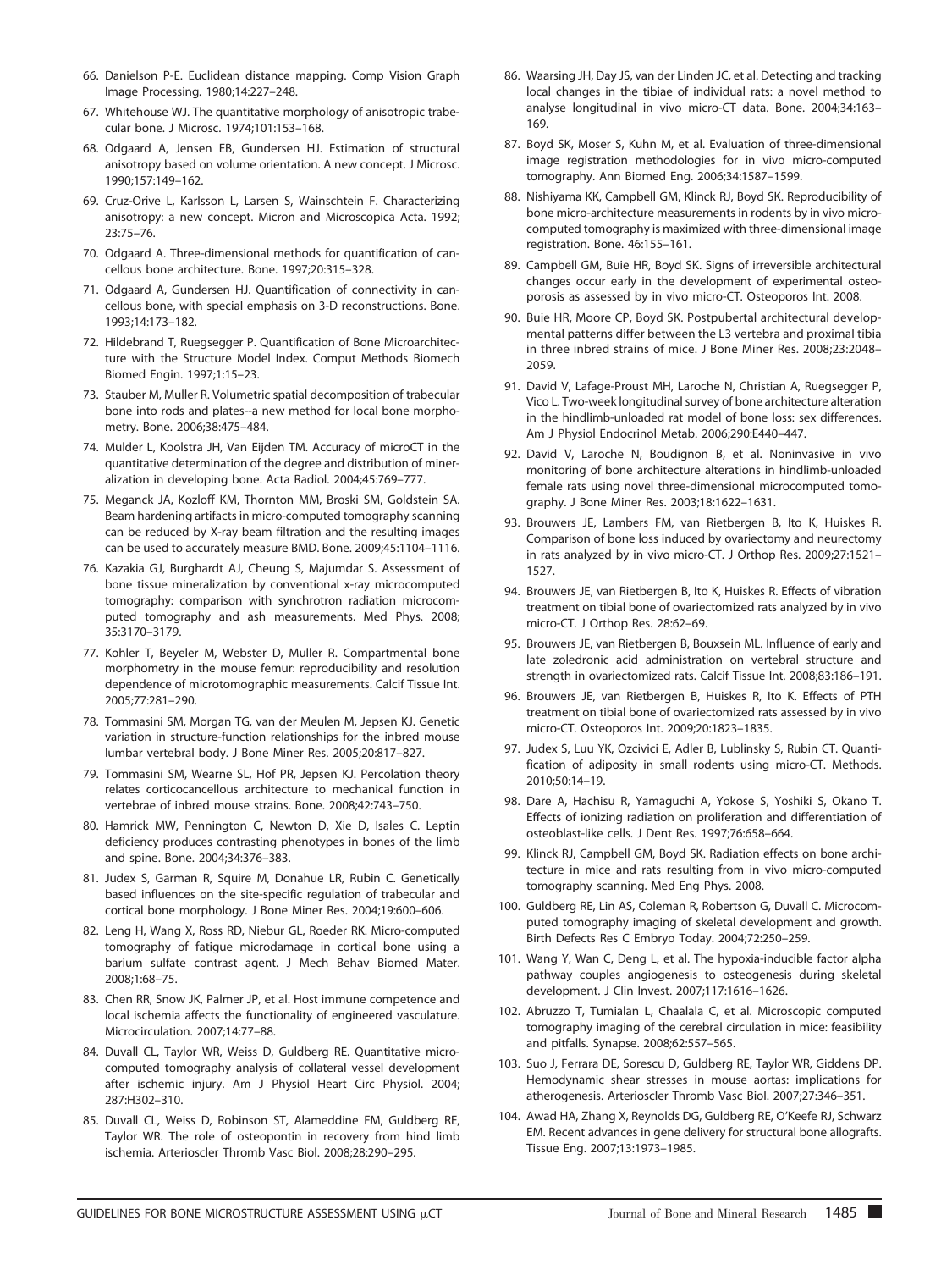66. Danielson P-E. Euclidean distance mapping. Comp Vision Graph Image Processing. 1980;14:227–248.
67. Whitehouse WJ. The quantitative morphology of anisotropic trabecular bone. J Microsc. 1974;101:153–168.
68. Odgaard A, Jensen EB, Gundersen HJ. Estimation of structural anisotropy based on volume orientation. A new concept. J Microsc. 1990;157:149–162.
69. Cruz-Orive L, Karlsson L, Larsen S, Wainschtein F. Characterizing anisotropy: a new concept. Micron and Microscopica Acta. 1992; 23:75–76.
70. Odgaard A. Three-dimensional methods for quantification of cancellous bone architecture. Bone. 1997;20:315–328.
71. Odgaard A, Gundersen HJ. Quantification of connectivity in cancellous bone, with special emphasis on 3-D reconstructions. Bone. 1993;14:173–182.
72. Hildebrand T, Ruegsegger P. Quantification of Bone Microarchitecture with the Structure Model Index. Comput Methods Biomech Biomed Engin. 1997;1:15–23.
73. Stauber M, Muller R. Volumetric spatial decomposition of trabecular bone into rods and plates--a new method for local bone morphometry. Bone. 2006;38:475–484.
74. Mulder L, Koolstra JH, Van Eijden TM. Accuracy of microCT in the quantitative determination of the degree and distribution of mineralization in developing bone. Acta Radiol. 2004;45:769–777.
75. Meganck JA, Kozloff KM, Thornton MM, Broski SM, Goldstein SA. Beam hardening artifacts in micro-computed tomography scanning can be reduced by X-ray beam filtration and the resulting images can be used to accurately measure BMD. Bone. 2009;45:1104–1116.
76. Kazakia GJ, Burghardt AJ, Cheung S, Majumdar S. Assessment of bone tissue mineralization by conventional x-ray microcomputed tomography: comparison with synchrotron radiation microcomputed tomography and ash measurements. Med Phys. 2008; 35:3170–3179.
77. Kohler T, Beyeler M, Webster D, Muller R. Compartmental bone morphometry in the mouse femur: reproducibility and resolution dependence of microtomographic measurements. Calcif Tissue Int. 2005;77:281–290.
78. Tommasini SM, Morgan TG, van der Meulen M, Jepsen KJ. Genetic variation in structure-function relationships for the inbred mouse lumbar vertebral body. J Bone Miner Res. 2005;20:817–827.
79. Tommasini SM, Wearne SL, Hof PR, Jepsen KJ. Percolation theory relates corticocancellous architecture to mechanical function in vertebrae of inbred mouse strains. Bone. 2008;42:743–750.
80. Hamrick MW, Pennington C, Newton D, Xie D, Isales C. Leptin deficiency produces contrasting phenotypes in bones of the limb and spine. Bone. 2004;34:376–383.
81. Judex S, Garman R, Squire M, Donahue LR, Rubin C. Genetically based influences on the site-specific regulation of trabecular and cortical bone morphology. J Bone Miner Res. 2004;19:600–606.
82. Leng H, Wang X, Ross RD, Niebur GL, Roeder RK. Micro-computed tomography of fatigue microdamage in cortical bone using a barium sulfate contrast agent. J Mech Behav Biomed Mater. 2008;1:68–75.
83. Chen RR, Snow JK, Palmer JP, et al. Host immune competence and local ischemia affects the functionality of engineered vasculature. Microcirculation. 2007;14:77–88.
84. Duvall CL, Taylor WR, Weiss D, Guldberg RE. Quantitative microcomputed tomography analysis of collateral vessel development after ischemic injury. Am J Physiol Heart Circ Physiol. 2004; 287:H302–310.
85. Duvall CL, Weiss D, Robinson ST, Alameddine FM, Guldberg RE, Taylor WR. The role of osteopontin in recovery from hind limb ischemia. Arterioscler Thromb Vasc Biol. 2008;28:290–295.
86. Waarsing JH, Day JS, van der Linden JC, et al. Detecting and tracking local changes in the tibiae of individual rats: a novel method to analyse longitudinal in vivo micro-CT data. Bone. 2004;34:163–169.
87. Boyd SK, Moser S, Kuhn M, et al. Evaluation of three-dimensional image registration methodologies for in vivo micro-computed tomography. Ann Biomed Eng. 2006;34:1587–1599.
88. Nishiyama KK, Campbell GM, Klinck RJ, Boyd SK. Reproducibility of bone micro-architecture measurements in rodents by in vivo micro-computed tomography is maximized with three-dimensional image registration. Bone. 46:155–161.
89. Campbell GM, Buie HR, Boyd SK. Signs of irreversible architectural changes occur early in the development of experimental osteoporosis as assessed by in vivo micro-CT. Osteoporos Int. 2008.
90. Buie HR, Moore CP, Boyd SK. Postpubertal architectural developmental patterns differ between the L3 vertebra and proximal tibia in three inbred strains of mice. J Bone Miner Res. 2008;23:2048–2059.
91. David V, Lafage-Proust MH, Laroche N, Christian A, Ruegsegger P, Vico L. Two-week longitudinal survey of bone architecture alteration in the hindlimb-unloaded rat model of bone loss: sex differences. Am J Physiol Endocrinol Metab. 2006;290:E440–447.
92. David V, Laroche N, Boudignon B, et al. Noninvasive in vivo monitoring of bone architecture alterations in hindlimb-unloaded female rats using novel three-dimensional microcomputed tomography. J Bone Miner Res. 2003;18:1622–1631.
93. Brouwers JE, Lambers FM, van Rietbergen B, Ito K, Huiskes R. Comparison of bone loss induced by ovariectomy and neurectomy in rats analyzed by in vivo micro-CT. J Orthop Res. 2009;27:1521–1527.
94. Brouwers JE, van Rietbergen B, Ito K, Huiskes R. Effects of vibration treatment on tibial bone of ovariectomized rats analyzed by in vivo micro-CT. J Orthop Res. 28:62–69.
95. Brouwers JE, van Rietbergen B, Bouxsein ML. Influence of early and late zoledronic acid administration on vertebral structure and strength in ovariectomized rats. Calcif Tissue Int. 2008;83:186–191.
96. Brouwers JE, van Rietbergen B, Huiskes R, Ito K. Effects of PTH treatment on tibial bone of ovariectomized rats assessed by in vivo micro-CT. Osteoporos Int. 2009;20:1823–1835.
97. Judex S, Luu YK, Ozcivici E, Adler B, Lublinsky S, Rubin CT. Quantification of adiposity in small rodents using micro-CT. Methods. 2010;50:14–19.
98. Dare A, Hachisu R, Yamaguchi A, Yokose S, Yoshiki S, Okano T. Effects of ionizing radiation on proliferation and differentiation of osteoblast-like cells. J Dent Res. 1997;76:658–664.
99. Klinck RJ, Campbell GM, Boyd SK. Radiation effects on bone architecture in mice and rats resulting from in vivo micro-computed tomography scanning. Med Eng Phys. 2008.
100. Guldberg RE, Lin AS, Coleman R, Robertson G, Duvall C. Microcomputed tomography imaging of skeletal development and growth. Birth Defects Res C Embryo Today. 2004;72:250–259.
101. Wang Y, Wan C, Deng L, et al. The hypoxia-inducible factor alpha pathway couples angiogenesis to osteogenesis during skeletal development. J Clin Invest. 2007;117:1616–1626.
102. Abruzzo T, Tumialan L, Chaalala C, et al. Microscopic computed tomography imaging of the cerebral circulation in mice: feasibility and pitfalls. Synapse. 2008;62:557–565.
103. Suo J, Ferrara DE, Sorescu D, Guldberg RE, Taylor WR, Giddens DP. Hemodynamic shear stresses in mouse aortas: implications for atherogenesis. Arterioscler Thromb Vasc Biol. 2007;27:346–351.
104. Awad HA, Zhang X, Reynolds DG, Guldberg RE, O'Keefe RJ, Schwarz EM. Recent advances in gene delivery for structural bone allografts. Tissue Eng. 2007;13:1973–1985.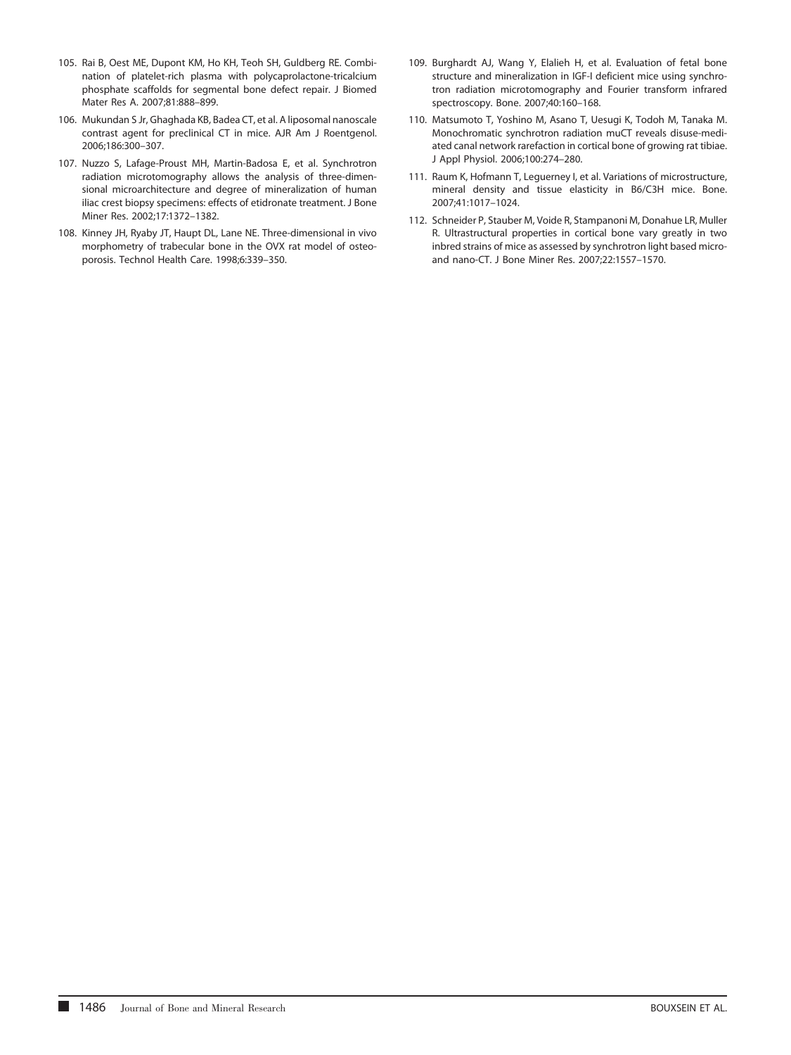105. Rai B, Oest ME, Dupont KM, Ho KH, Teoh SH, Guldberg RE. Combination of platelet-rich plasma with polycaprolactone-tricalcium phosphate scaffolds for segmental bone defect repair. J Biomed Mater Res A. 2007;81:888–899.

106. Mukundan S Jr, Ghaghada KB, Badea CT, et al. A liposomal nanoscale contrast agent for preclinical CT in mice. AJR Am J Roentgenol. 2006;186:300–307.

107. Nuzzo S, Lafage-Proust MH, Martin-Badosa E, et al. Synchrotron radiation microtomography allows the analysis of three-dimensional microarchitecture and degree of mineralization of human iliac crest biopsy specimens: effects of etidronate treatment. J Bone Miner Res. 2002;17:1372–1382.

108. Kinney JH, Ryaby JT, Haupt DL, Lane NE. Three-dimensional in vivo morphometry of trabecular bone in the OVX rat model of osteoporosis. Technol Health Care. 1998;6:339–350.

109. Burghardt AJ, Wang Y, Elalieh H, et al. Evaluation of fetal bone structure and mineralization in IGF-I deficient mice using synchrotron radiation microtomography and Fourier transform infrared spectroscopy. Bone. 2007;40:160–168.

110. Matsumoto T, Yoshino M, Asano T, Uesugi K, Todoh M, Tanaka M. Monochromatic synchrotron radiation muCT reveals disuse-mediated canal network rarefaction in cortical bone of growing rat tibiae. J Appl Physiol. 2006;100:274–280.

111. Raum K, Hofmann T, Leguerney I, et al. Variations of microstructure, mineral density and tissue elasticity in B6/C3H mice. Bone. 2007;41:1017–1024.

112. Schneider P, Stauber M, Voide R, Stampanoni M, Donahue LR, Muller R. Ultrastructural properties in cortical bone vary greatly in two inbred strains of mice as assessed by synchrotron light based micro- and nano-CT. J Bone Miner Res. 2007;22:1557–1570.